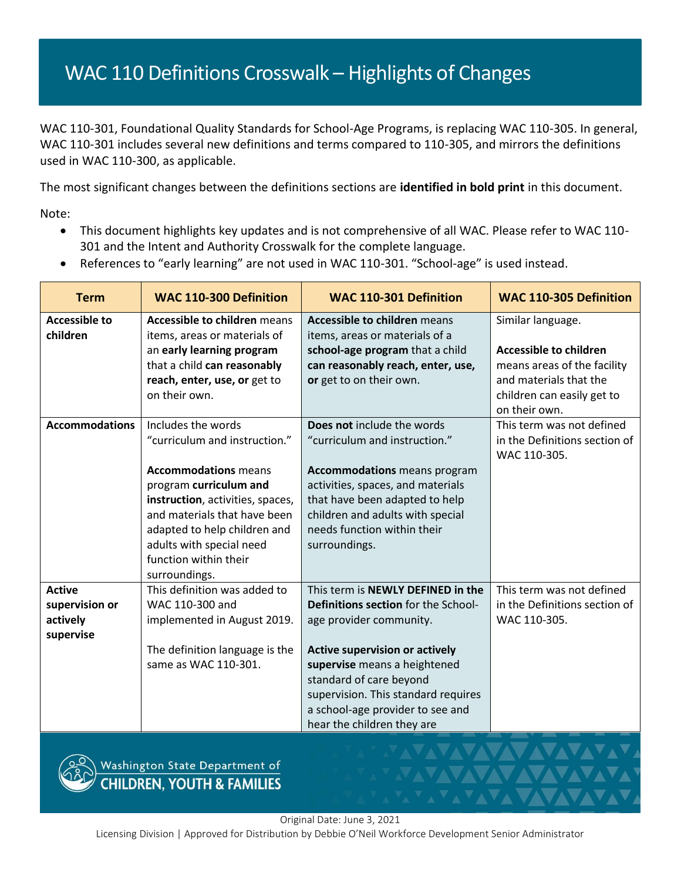# WAC 110 Definitions Crosswalk – Highlights of Changes

WAC 110-301, Foundational Quality Standards for School-Age Programs, is replacing WAC 110-305. In general, WAC 110-301 includes several new definitions and terms compared to 110-305, and mirrors the definitions used in WAC 110-300, as applicable.

The most significant changes between the definitions sections are **identified in bold print** in this document.

Note:

- This document highlights key updates and is not comprehensive of all WAC. Please refer to WAC 110-301 and the Intent and Authority Crosswalk for the complete language.
- References to "early learning" are not used in WAC 110-301. "School-age" is used instead.

| Term | WAC 110-300 Definition | WAC 110-301 Definition | WAC 110-305 Definition |
|---|---|---|---|
| **Accessible to children** | **Accessible to children** means items, areas or materials of an **early learning program** that a child **can reasonably reach, enter, use, or** get to on their own. | **Accessible to children** means items, areas or materials of a **school-age program** that a child **can reasonably reach, enter, use, or** get to on their own. | Similar language.<br><br>**Accessible to children** means areas of the facility and materials that the children can easily get to on their own. |
| **Accommodations** | Includes the words "curriculum and instruction."<br><br>**Accommodations** means program **curriculum and instruction**, activities, spaces, and materials that have been adapted to help children and adults with special need function within their surroundings. | **Does not** include the words "curriculum and instruction."<br><br>**Accommodations** means program activities, spaces, and materials that have been adapted to help children and adults with special needs function within their surroundings. | This term was not defined in the Definitions section of WAC 110-305. |
| **Active supervision or actively supervise** | This definition was added to WAC 110-300 and implemented in August 2019.<br><br>The definition language is the same as WAC 110-301. | This term is **NEWLY DEFINED in the Definitions section** for the School-age provider community.<br><br>**Active supervision or actively supervise** means a heightened standard of care beyond supervision. This standard requires a school-age provider to see and hear the children they are | This term was not defined in the Definitions section of WAC 110-305. |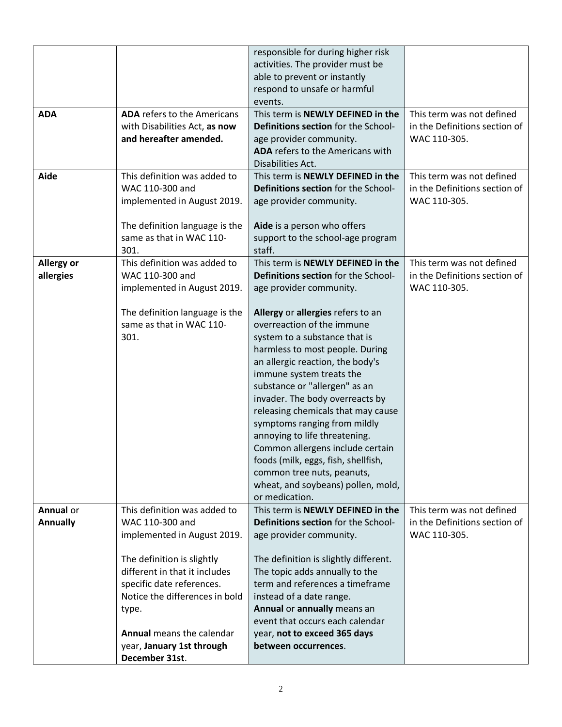| | | responsible for during higher risk activities. The provider must be able to prevent or instantly respond to unsafe or harmful events. | |
|---|---|---|---|
| **ADA** | **ADA** refers to the Americans with Disabilities Act, **as now and hereafter amended.** | This term is **NEWLY DEFINED in the Definitions section** for the School-age provider community.<br>**ADA** refers to the Americans with Disabilities Act. | This term was not defined in the Definitions section of WAC 110-305. |
| **Aide** | This definition was added to WAC 110-300 and implemented in August 2019.<br><br>The definition language is the same as that in WAC 110-301. | This term is **NEWLY DEFINED in the Definitions section** for the School-age provider community.<br><br>**Aide** is a person who offers support to the school-age program staff. | This term was not defined in the Definitions section of WAC 110-305. |
| **Allergy or allergies** | This definition was added to WAC 110-300 and implemented in August 2019.<br><br>The definition language is the same as that in WAC 110-301. | This term is **NEWLY DEFINED in the Definitions section** for the School-age provider community.<br><br>**Allergy** or **allergies** refers to an overreaction of the immune system to a substance that is harmless to most people. During an allergic reaction, the body's immune system treats the substance or "allergen" as an invader. The body overreacts by releasing chemicals that may cause symptoms ranging from mildly annoying to life threatening. Common allergens include certain foods (milk, eggs, fish, shellfish, common tree nuts, peanuts, wheat, and soybeans) pollen, mold, or medication. | This term was not defined in the Definitions section of WAC 110-305. |
| **Annual** or **Annually** | This definition was added to WAC 110-300 and implemented in August 2019.<br><br>The definition is slightly different in that it includes specific date references. Notice the differences in bold type.<br><br>**Annual** means the calendar year, **January 1st through December 31st**. | This term is **NEWLY DEFINED in the Definitions section** for the School-age provider community.<br><br>The definition is slightly different. The topic adds annually to the term and references a timeframe instead of a date range.<br>**Annual** or **annually** means an event that occurs each calendar year, **not to exceed 365 days between occurrences**. | This term was not defined in the Definitions section of WAC 110-305. |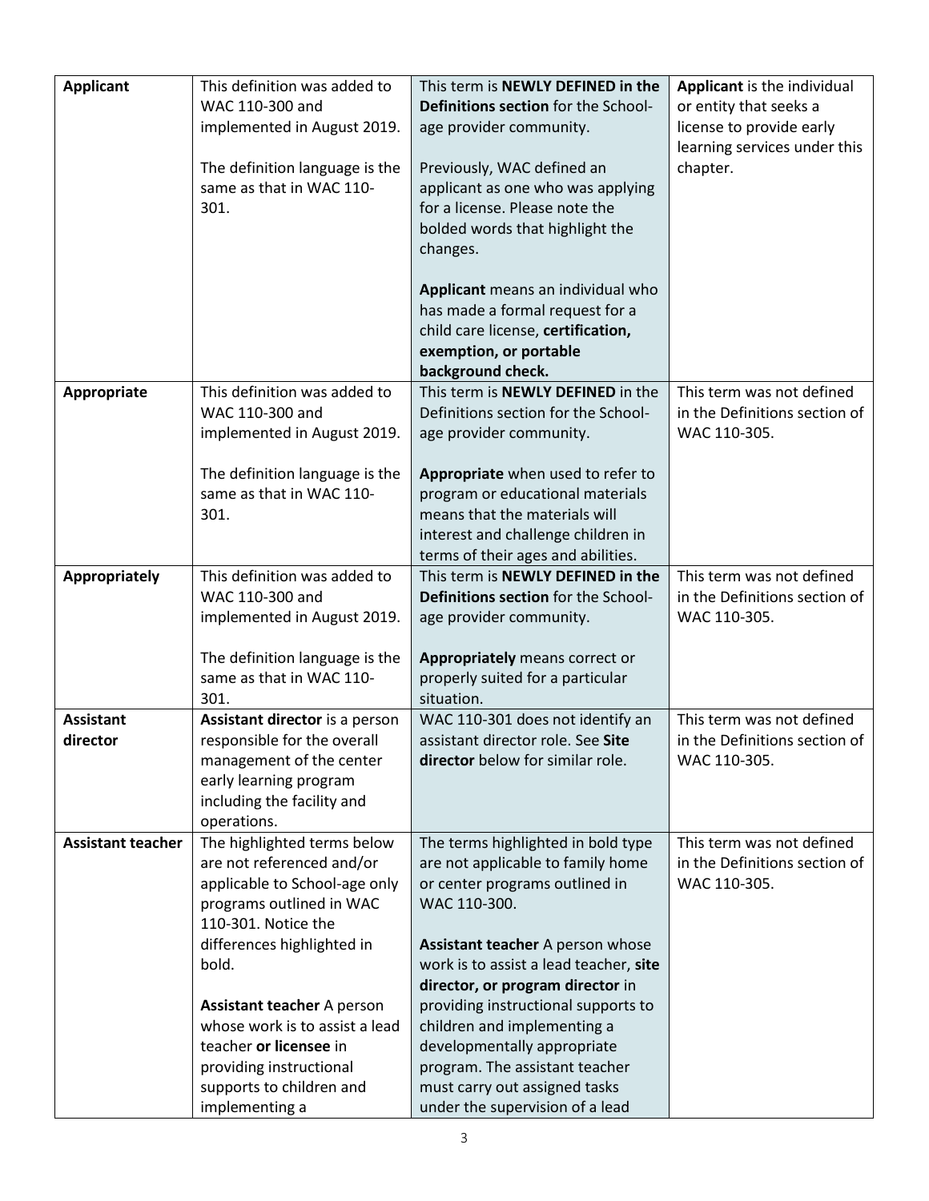| | | | |
|---|---|---|---|
| **Applicant** | This definition was added to WAC 110-300 and implemented in August 2019.<br><br>The definition language is the same as that in WAC 110-301. | This term is **NEWLY DEFINED in the Definitions section** for the School-age provider community.<br><br>Previously, WAC defined an applicant as one who was applying for a license. Please note the bolded words that highlight the changes.<br><br>**Applicant** means an individual who has made a formal request for a child care license, **certification, exemption, or portable background check.** | **Applicant** is the individual or entity that seeks a license to provide early learning services under this chapter. |
| **Appropriate** | This definition was added to WAC 110-300 and implemented in August 2019.<br><br>The definition language is the same as that in WAC 110-301. | This term is **NEWLY DEFINED** in the Definitions section for the School-age provider community.<br><br>**Appropriate** when used to refer to program or educational materials means that the materials will interest and challenge children in terms of their ages and abilities. | This term was not defined in the Definitions section of WAC 110-305. |
| **Appropriately** | This definition was added to WAC 110-300 and implemented in August 2019.<br><br>The definition language is the same as that in WAC 110-301. | This term is **NEWLY DEFINED in the Definitions section** for the School-age provider community.<br><br>**Appropriately** means correct or properly suited for a particular situation. | This term was not defined in the Definitions section of WAC 110-305. |
| **Assistant director** | **Assistant director** is a person responsible for the overall management of the center early learning program including the facility and operations. | WAC 110-301 does not identify an assistant director role. See **Site director** below for similar role. | This term was not defined in the Definitions section of WAC 110-305. |
| **Assistant teacher** | The highlighted terms below are not referenced and/or applicable to School-age only programs outlined in WAC 110-301. Notice the differences highlighted in bold.<br><br>**Assistant teacher** A person whose work is to assist a lead teacher **or licensee** in providing instructional supports to children and implementing a | The terms highlighted in bold type are not applicable to family home or center programs outlined in WAC 110-300.<br><br>**Assistant teacher** A person whose work is to assist a lead teacher, **site director, or program director** in providing instructional supports to children and implementing a developmentally appropriate program. The assistant teacher must carry out assigned tasks under the supervision of a lead | This term was not defined in the Definitions section of WAC 110-305. |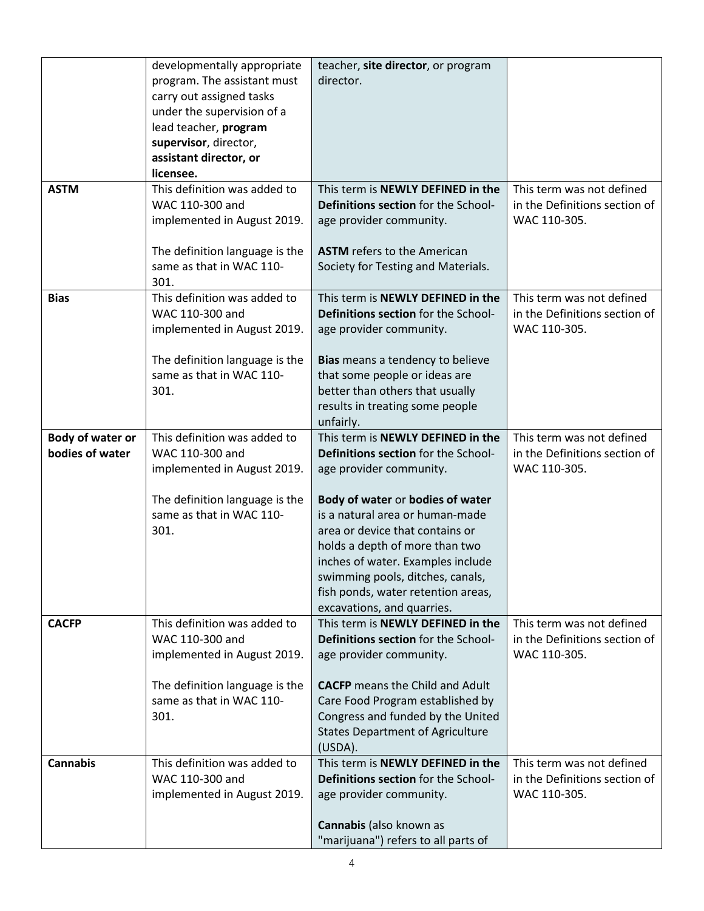| | | | |
|---|---|---|---|
| | developmentally appropriate program. The assistant must carry out assigned tasks under the supervision of a lead teacher, **program supervisor**, director, **assistant director, or licensee.** | teacher, **site director**, or program director. | |
| **ASTM** | This definition was added to WAC 110-300 and implemented in August 2019.<br><br>The definition language is the same as that in WAC 110-301. | This term is **NEWLY DEFINED in the Definitions section** for the School-age provider community.<br><br>**ASTM** refers to the American Society for Testing and Materials. | This term was not defined in the Definitions section of WAC 110-305. |
| **Bias** | This definition was added to WAC 110-300 and implemented in August 2019.<br><br>The definition language is the same as that in WAC 110-301. | This term is **NEWLY DEFINED in the Definitions section** for the School-age provider community.<br><br>**Bias** means a tendency to believe that some people or ideas are better than others that usually results in treating some people unfairly. | This term was not defined in the Definitions section of WAC 110-305. |
| **Body of water or bodies of water** | This definition was added to WAC 110-300 and implemented in August 2019.<br><br>The definition language is the same as that in WAC 110-301. | This term is **NEWLY DEFINED in the Definitions section** for the School-age provider community.<br><br>**Body of water** or **bodies of water** is a natural area or human-made area or device that contains or holds a depth of more than two inches of water. Examples include swimming pools, ditches, canals, fish ponds, water retention areas, excavations, and quarries. | This term was not defined in the Definitions section of WAC 110-305. |
| **CACFP** | This definition was added to WAC 110-300 and implemented in August 2019.<br><br>The definition language is the same as that in WAC 110-301. | This term is **NEWLY DEFINED in the Definitions section** for the School-age provider community.<br><br>**CACFP** means the Child and Adult Care Food Program established by Congress and funded by the United States Department of Agriculture (USDA). | This term was not defined in the Definitions section of WAC 110-305. |
| **Cannabis** | This definition was added to WAC 110-300 and implemented in August 2019. | This term is **NEWLY DEFINED in the Definitions section** for the School-age provider community.<br><br>**Cannabis** (also known as "marijuana") refers to all parts of | This term was not defined in the Definitions section of WAC 110-305. |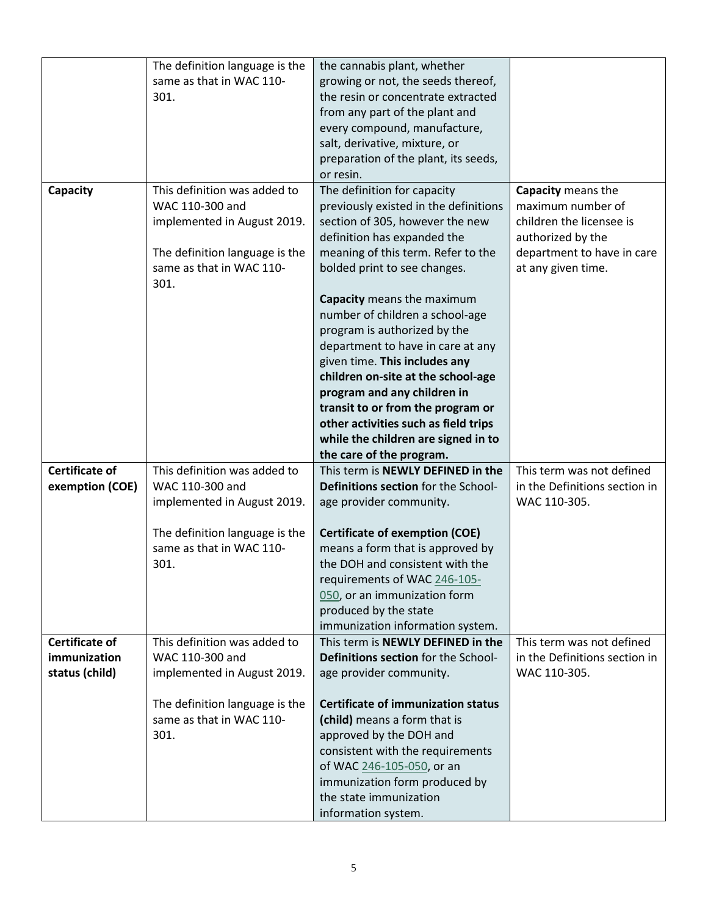| | | | |
|---|---|---|---|
| | The definition language is the same as that in WAC 110-301. | the cannabis plant, whether growing or not, the seeds thereof, the resin or concentrate extracted from any part of the plant and every compound, manufacture, salt, derivative, mixture, or preparation of the plant, its seeds, or resin. | |
| **Capacity** | This definition was added to WAC 110-300 and implemented in August 2019.<br><br>The definition language is the same as that in WAC 110-301. | The definition for capacity previously existed in the definitions section of 305, however the new definition has expanded the meaning of this term. Refer to the bolded print to see changes.<br><br>**Capacity** means the maximum number of children a school-age program is authorized by the department to have in care at any given time. **This includes any children on-site at the school-age program and any children in transit to or from the program or other activities such as field trips while the children are signed in to the care of the program.** | **Capacity** means the maximum number of children the licensee is authorized by the department to have in care at any given time. |
| **Certificate of exemption (COE)** | This definition was added to WAC 110-300 and implemented in August 2019.<br><br>The definition language is the same as that in WAC 110-301. | This term is **NEWLY DEFINED in the Definitions section** for the School-age provider community.<br><br>**Certificate of exemption (COE)** means a form that is approved by the DOH and consistent with the requirements of WAC 246-105-050, or an immunization form produced by the state immunization information system. | This term was not defined in the Definitions section in WAC 110-305. |
| **Certificate of immunization status (child)** | This definition was added to WAC 110-300 and implemented in August 2019.<br><br>The definition language is the same as that in WAC 110-301. | This term is **NEWLY DEFINED in the Definitions section** for the School-age provider community.<br><br>**Certificate of immunization status (child)** means a form that is approved by the DOH and consistent with the requirements of WAC 246-105-050, or an immunization form produced by the state immunization information system. | This term was not defined in the Definitions section in WAC 110-305. |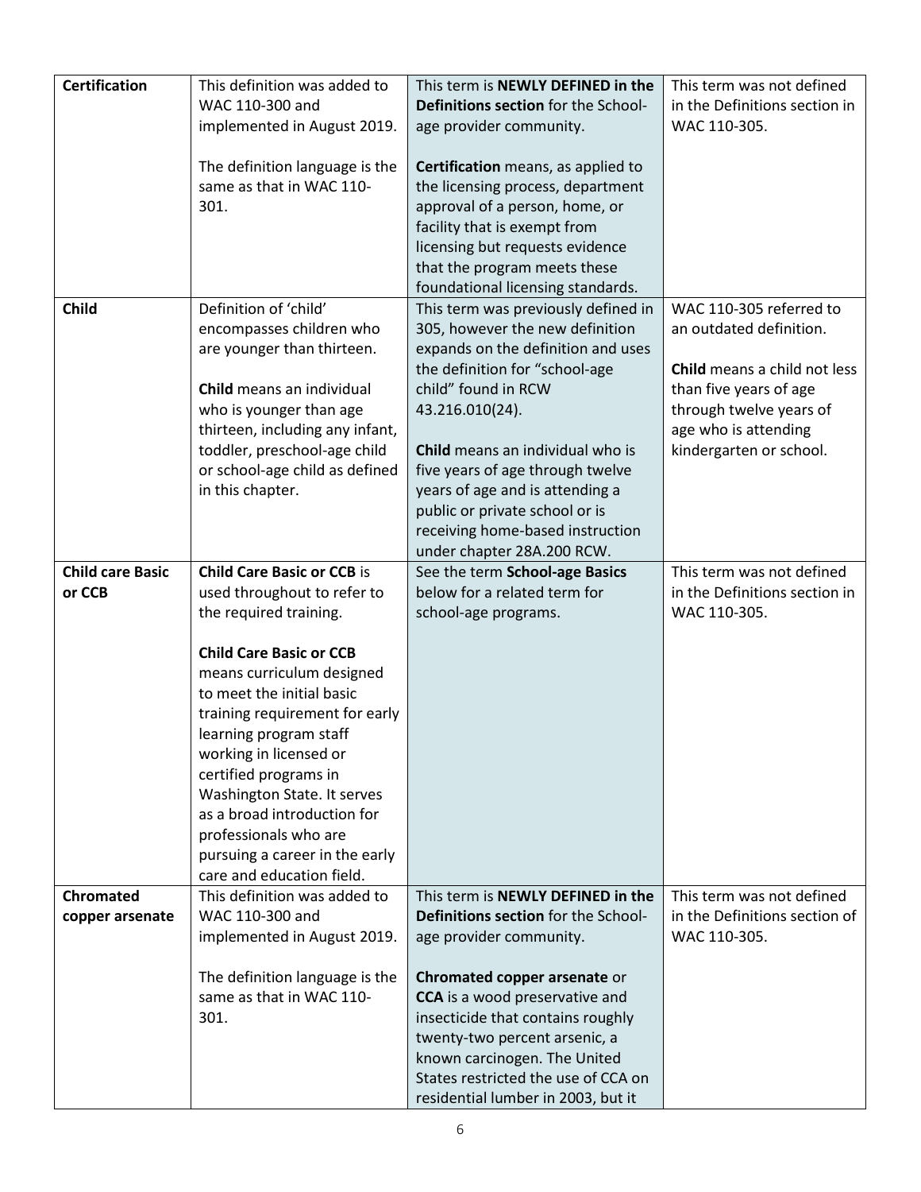| **Certification** | This definition was added to WAC 110-300 and implemented in August 2019.<br><br>The definition language is the same as that in WAC 110-301. | This term is **NEWLY DEFINED in the Definitions section** for the School-age provider community.<br><br>**Certification** means, as applied to the licensing process, department approval of a person, home, or facility that is exempt from licensing but requests evidence that the program meets these foundational licensing standards. | This term was not defined in the Definitions section in WAC 110-305. |
|---|---|---|---|
| **Child** | Definition of 'child' encompasses children who are younger than thirteen.<br><br>**Child** means an individual who is younger than age thirteen, including any infant, toddler, preschool-age child or school-age child as defined in this chapter. | This term was previously defined in 305, however the new definition expands on the definition and uses the definition for "school-age child" found in RCW 43.216.010(24).<br><br>**Child** means an individual who is five years of age through twelve years of age and is attending a public or private school or is receiving home-based instruction under chapter 28A.200 RCW. | WAC 110-305 referred to an outdated definition.<br><br>**Child** means a child not less than five years of age through twelve years of age who is attending kindergarten or school. |
| **Child care Basic or CCB** | **Child Care Basic or CCB** is used throughout to refer to the required training.<br><br>**Child Care Basic or CCB** means curriculum designed to meet the initial basic training requirement for early learning program staff working in licensed or certified programs in Washington State. It serves as a broad introduction for professionals who are pursuing a career in the early care and education field. | See the term **School-age Basics** below for a related term for school-age programs. | This term was not defined in the Definitions section in WAC 110-305. |
| **Chromated copper arsenate** | This definition was added to WAC 110-300 and implemented in August 2019.<br><br>The definition language is the same as that in WAC 110-301. | This term is **NEWLY DEFINED in the Definitions section** for the School-age provider community.<br><br>**Chromated copper arsenate** or **CCA** is a wood preservative and insecticide that contains roughly twenty-two percent arsenic, a known carcinogen. The United States restricted the use of CCA on residential lumber in 2003, but it | This term was not defined in the Definitions section of WAC 110-305. |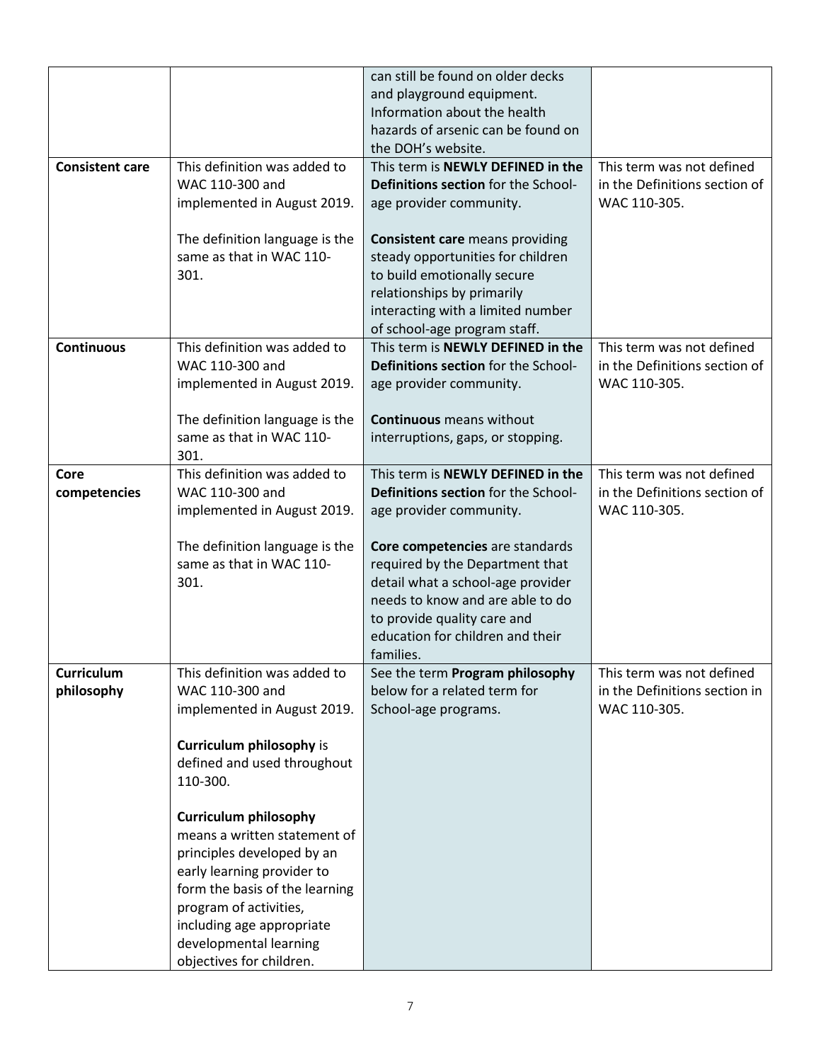| | | | |
|---|---|---|---|
| | | can still be found on older decks and playground equipment. Information about the health hazards of arsenic can be found on the DOH's website. | |
| **Consistent care** | This definition was added to WAC 110-300 and implemented in August 2019.<br><br>The definition language is the same as that in WAC 110-301. | This term is **NEWLY DEFINED in the Definitions section** for the School-age provider community.<br><br>**Consistent care** means providing steady opportunities for children to build emotionally secure relationships by primarily interacting with a limited number of school-age program staff. | This term was not defined in the Definitions section of WAC 110-305. |
| **Continuous** | This definition was added to WAC 110-300 and implemented in August 2019.<br><br>The definition language is the same as that in WAC 110-301. | This term is **NEWLY DEFINED in the Definitions section** for the School-age provider community.<br><br>**Continuous** means without interruptions, gaps, or stopping. | This term was not defined in the Definitions section of WAC 110-305. |
| **Core competencies** | This definition was added to WAC 110-300 and implemented in August 2019.<br><br>The definition language is the same as that in WAC 110-301. | This term is **NEWLY DEFINED in the Definitions section** for the School-age provider community.<br><br>**Core competencies** are standards required by the Department that detail what a school-age provider needs to know and are able to do to provide quality care and education for children and their families. | This term was not defined in the Definitions section of WAC 110-305. |
| **Curriculum philosophy** | This definition was added to WAC 110-300 and implemented in August 2019.<br><br>**Curriculum philosophy** is defined and used throughout 110-300.<br><br>**Curriculum philosophy** means a written statement of principles developed by an early learning provider to form the basis of the learning program of activities, including age appropriate developmental learning objectives for children. | See the term **Program philosophy** below for a related term for School-age programs. | This term was not defined in the Definitions section in WAC 110-305. |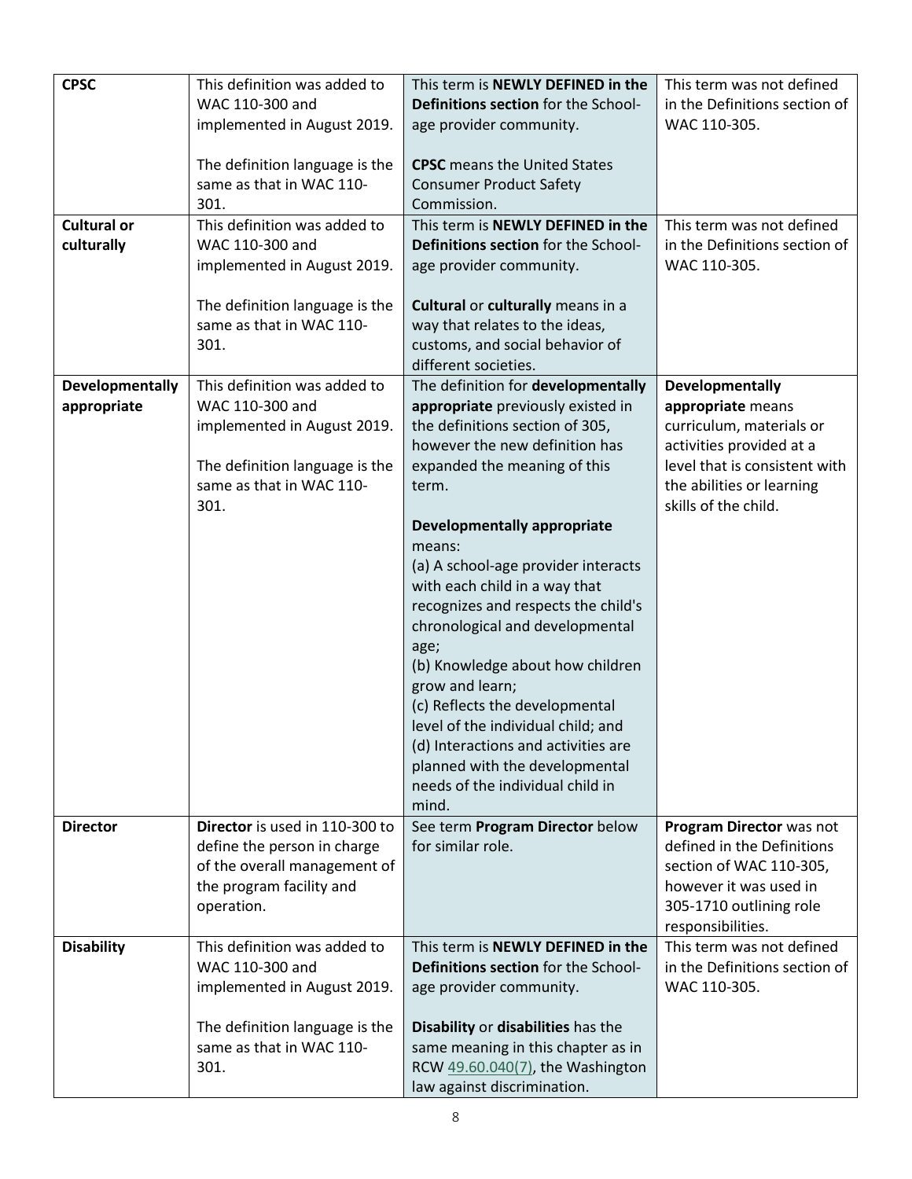| **CPSC** | This definition was added to WAC 110-300 and implemented in August 2019.<br><br>The definition language is the same as that in WAC 110-301. | This term is **NEWLY DEFINED in the Definitions section** for the School-age provider community.<br><br>**CPSC** means the United States Consumer Product Safety Commission. | This term was not defined in the Definitions section of WAC 110-305. |
|---|---|---|---|
| **Cultural or culturally** | This definition was added to WAC 110-300 and implemented in August 2019.<br><br>The definition language is the same as that in WAC 110-301. | This term is **NEWLY DEFINED in the Definitions section** for the School-age provider community.<br><br>**Cultural** or **culturally** means in a way that relates to the ideas, customs, and social behavior of different societies. | This term was not defined in the Definitions section of WAC 110-305. |
| **Developmentally appropriate** | This definition was added to WAC 110-300 and implemented in August 2019.<br><br>The definition language is the same as that in WAC 110-301. | The definition for **developmentally appropriate** previously existed in the definitions section of 305, however the new definition has expanded the meaning of this term.<br><br>**Developmentally appropriate** means:<br>(a) A school-age provider interacts with each child in a way that recognizes and respects the child's chronological and developmental age;<br>(b) Knowledge about how children grow and learn;<br>(c) Reflects the developmental level of the individual child; and<br>(d) Interactions and activities are planned with the developmental needs of the individual child in mind. | **Developmentally appropriate** means curriculum, materials or activities provided at a level that is consistent with the abilities or learning skills of the child. |
| **Director** | **Director** is used in 110-300 to define the person in charge of the overall management of the program facility and operation. | See term **Program Director** below for similar role. | **Program Director** was not defined in the Definitions section of WAC 110-305, however it was used in 305-1710 outlining role responsibilities. |
| **Disability** | This definition was added to WAC 110-300 and implemented in August 2019.<br><br>The definition language is the same as that in WAC 110-301. | This term is **NEWLY DEFINED in the Definitions section** for the School-age provider community.<br><br>**Disability** or **disabilities** has the same meaning in this chapter as in RCW 49.60.040(7), the Washington law against discrimination. | This term was not defined in the Definitions section of WAC 110-305. |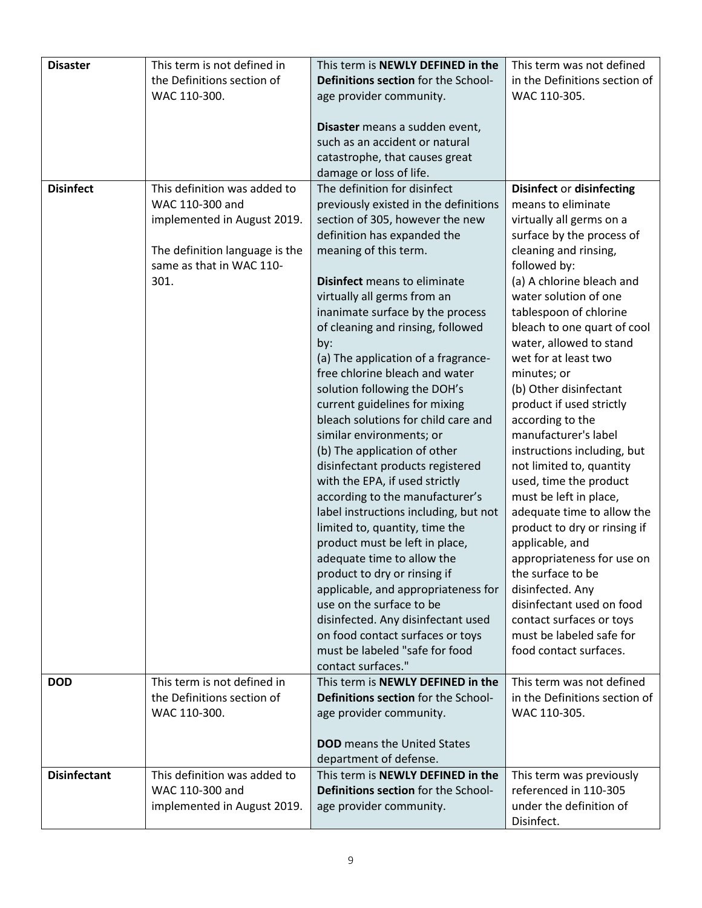| | | | |
|---|---|---|---|
| **Disaster** | This term is not defined in the Definitions section of WAC 110-300. | This term is **NEWLY DEFINED in the Definitions section** for the School-age provider community.<br><br>**Disaster** means a sudden event, such as an accident or natural catastrophe, that causes great damage or loss of life. | This term was not defined in the Definitions section of WAC 110-305. |
| **Disinfect** | This definition was added to WAC 110-300 and implemented in August 2019.<br><br>The definition language is the same as that in WAC 110-301. | The definition for disinfect previously existed in the definitions section of 305, however the new definition has expanded the meaning of this term.<br><br>**Disinfect** means to eliminate virtually all germs from an inanimate surface by the process of cleaning and rinsing, followed by:<br>(a) The application of a fragrance-free chlorine bleach and water solution following the DOH's current guidelines for mixing bleach solutions for child care and similar environments; or<br>(b) The application of other disinfectant products registered with the EPA, if used strictly according to the manufacturer's label instructions including, but not limited to, quantity, time the product must be left in place, adequate time to allow the product to dry or rinsing if applicable, and appropriateness for use on the surface to be disinfected. Any disinfectant used on food contact surfaces or toys must be labeled "safe for food contact surfaces." | **Disinfect** or **disinfecting** means to eliminate virtually all germs on a surface by the process of cleaning and rinsing, followed by:<br>(a) A chlorine bleach and water solution of one tablespoon of chlorine bleach to one quart of cool water, allowed to stand wet for at least two minutes; or<br>(b) Other disinfectant product if used strictly according to the manufacturer's label instructions including, but not limited to, quantity used, time the product must be left in place, adequate time to allow the product to dry or rinsing if applicable, and appropriateness for use on the surface to be disinfected. Any disinfectant used on food contact surfaces or toys must be labeled safe for food contact surfaces. |
| **DOD** | This term is not defined in the Definitions section of WAC 110-300. | This term is **NEWLY DEFINED in the Definitions section** for the School-age provider community.<br><br>**DOD** means the United States department of defense. | This term was not defined in the Definitions section of WAC 110-305. |
| **Disinfectant** | This definition was added to WAC 110-300 and implemented in August 2019. | This term is **NEWLY DEFINED in the Definitions section** for the School-age provider community. | This term was previously referenced in 110-305 under the definition of Disinfect. |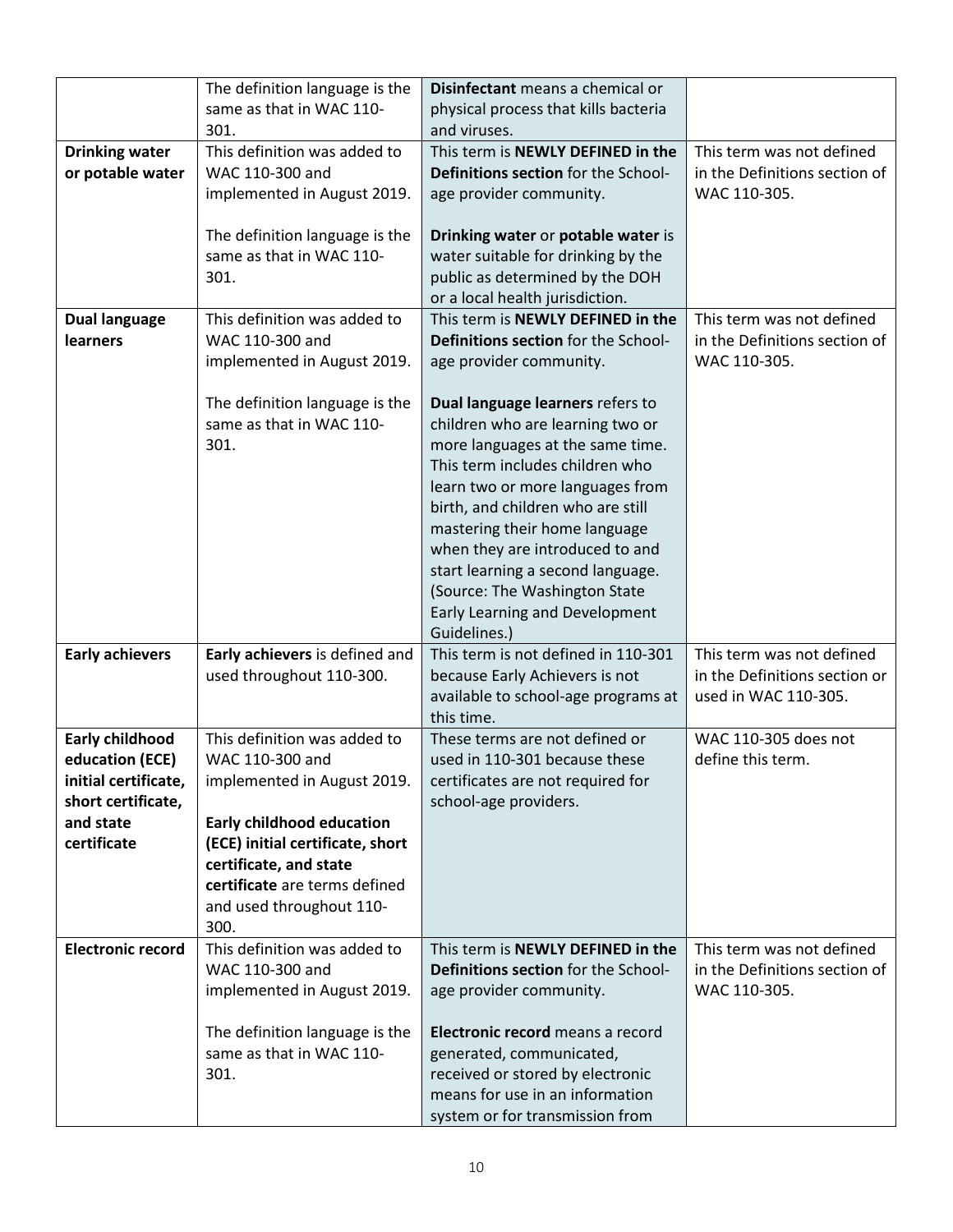| | | | |
|---|---|---|---|
| | The definition language is the same as that in WAC 110-301. | **Disinfectant** means a chemical or physical process that kills bacteria and viruses. | |
| **Drinking water or potable water** | This definition was added to WAC 110-300 and implemented in August 2019.<br><br>The definition language is the same as that in WAC 110-301. | This term is **NEWLY DEFINED in the Definitions section** for the School-age provider community.<br><br>**Drinking water** or **potable water** is water suitable for drinking by the public as determined by the DOH or a local health jurisdiction. | This term was not defined in the Definitions section of WAC 110-305. |
| **Dual language learners** | This definition was added to WAC 110-300 and implemented in August 2019.<br><br>The definition language is the same as that in WAC 110-301. | This term is **NEWLY DEFINED in the Definitions section** for the School-age provider community.<br><br>**Dual language learners** refers to children who are learning two or more languages at the same time. This term includes children who learn two or more languages from birth, and children who are still mastering their home language when they are introduced to and start learning a second language. (Source: The Washington State Early Learning and Development Guidelines.) | This term was not defined in the Definitions section of WAC 110-305. |
| **Early achievers** | **Early achievers** is defined and used throughout 110-300. | This term is not defined in 110-301 because Early Achievers is not available to school-age programs at this time. | This term was not defined in the Definitions section or used in WAC 110-305. |
| **Early childhood education (ECE) initial certificate, short certificate, and state certificate** | This definition was added to WAC 110-300 and implemented in August 2019.<br><br>**Early childhood education (ECE) initial certificate, short certificate, and state certificate** are terms defined and used throughout 110-300. | These terms are not defined or used in 110-301 because these certificates are not required for school-age providers. | WAC 110-305 does not define this term. |
| **Electronic record** | This definition was added to WAC 110-300 and implemented in August 2019.<br><br>The definition language is the same as that in WAC 110-301. | This term is **NEWLY DEFINED in the Definitions section** for the School-age provider community.<br><br>**Electronic record** means a record generated, communicated, received or stored by electronic means for use in an information system or for transmission from | This term was not defined in the Definitions section of WAC 110-305. |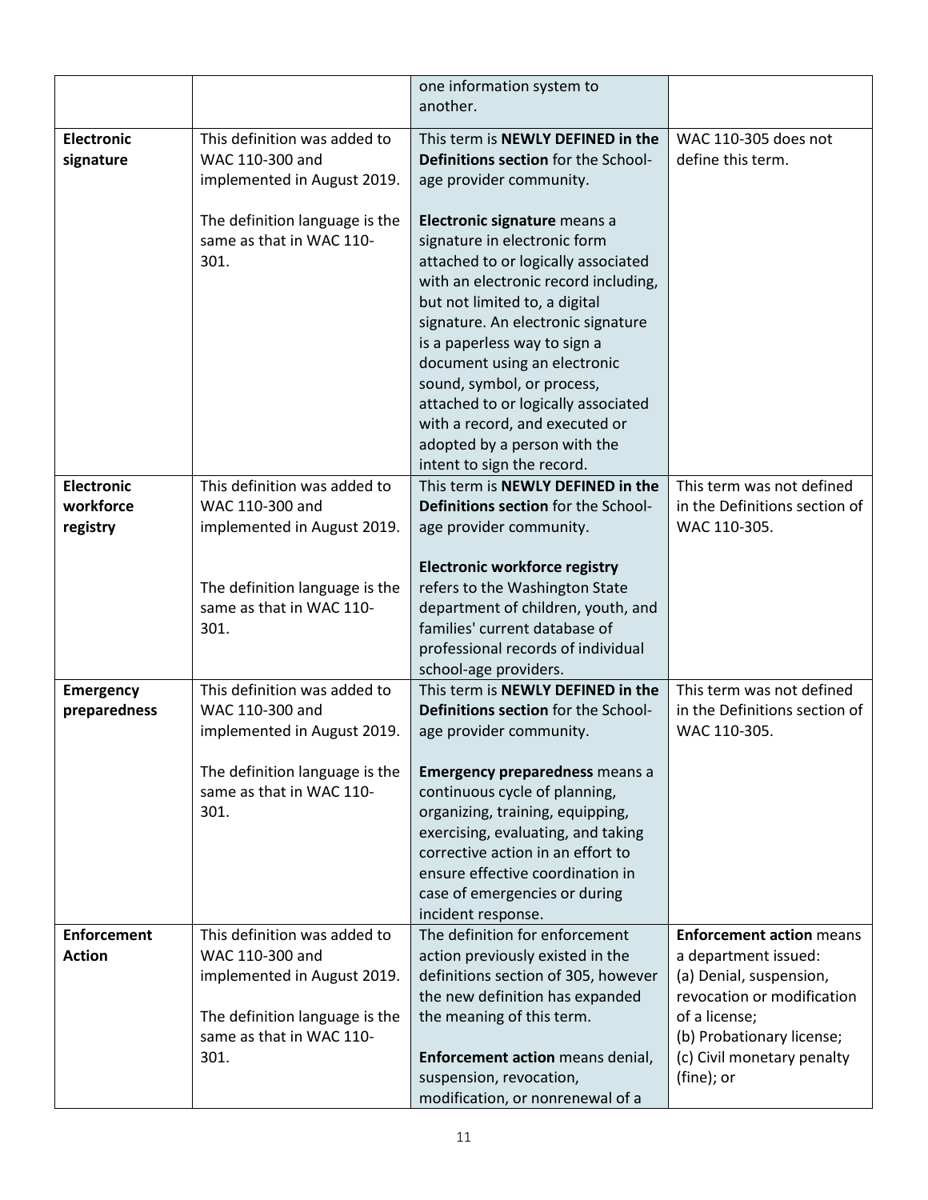| | | | |
|---|---|---|---|
| | | one information system to another. | |
| **Electronic signature** | This definition was added to WAC 110-300 and implemented in August 2019.<br><br>The definition language is the same as that in WAC 110-301. | This term is **NEWLY DEFINED in the Definitions section** for the School-age provider community.<br><br>**Electronic signature** means a signature in electronic form attached to or logically associated with an electronic record including, but not limited to, a digital signature. An electronic signature is a paperless way to sign a document using an electronic sound, symbol, or process, attached to or logically associated with a record, and executed or adopted by a person with the intent to sign the record. | WAC 110-305 does not define this term. |
| **Electronic workforce registry** | This definition was added to WAC 110-300 and implemented in August 2019.<br><br>The definition language is the same as that in WAC 110-301. | This term is **NEWLY DEFINED in the Definitions section** for the School-age provider community.<br><br>**Electronic workforce registry** refers to the Washington State department of children, youth, and families' current database of professional records of individual school-age providers. | This term was not defined in the Definitions section of WAC 110-305. |
| **Emergency preparedness** | This definition was added to WAC 110-300 and implemented in August 2019.<br><br>The definition language is the same as that in WAC 110-301. | This term is **NEWLY DEFINED in the Definitions section** for the School-age provider community.<br><br>**Emergency preparedness** means a continuous cycle of planning, organizing, training, equipping, exercising, evaluating, and taking corrective action in an effort to ensure effective coordination in case of emergencies or during incident response. | This term was not defined in the Definitions section of WAC 110-305. |
| **Enforcement Action** | This definition was added to WAC 110-300 and implemented in August 2019.<br><br>The definition language is the same as that in WAC 110-301. | The definition for enforcement action previously existed in the definitions section of 305, however the new definition has expanded the meaning of this term.<br><br>**Enforcement action** means denial, suspension, revocation, modification, or nonrenewal of a | **Enforcement action** means a department issued:<br>(a) Denial, suspension, revocation or modification of a license;<br>(b) Probationary license;<br>(c) Civil monetary penalty (fine); or |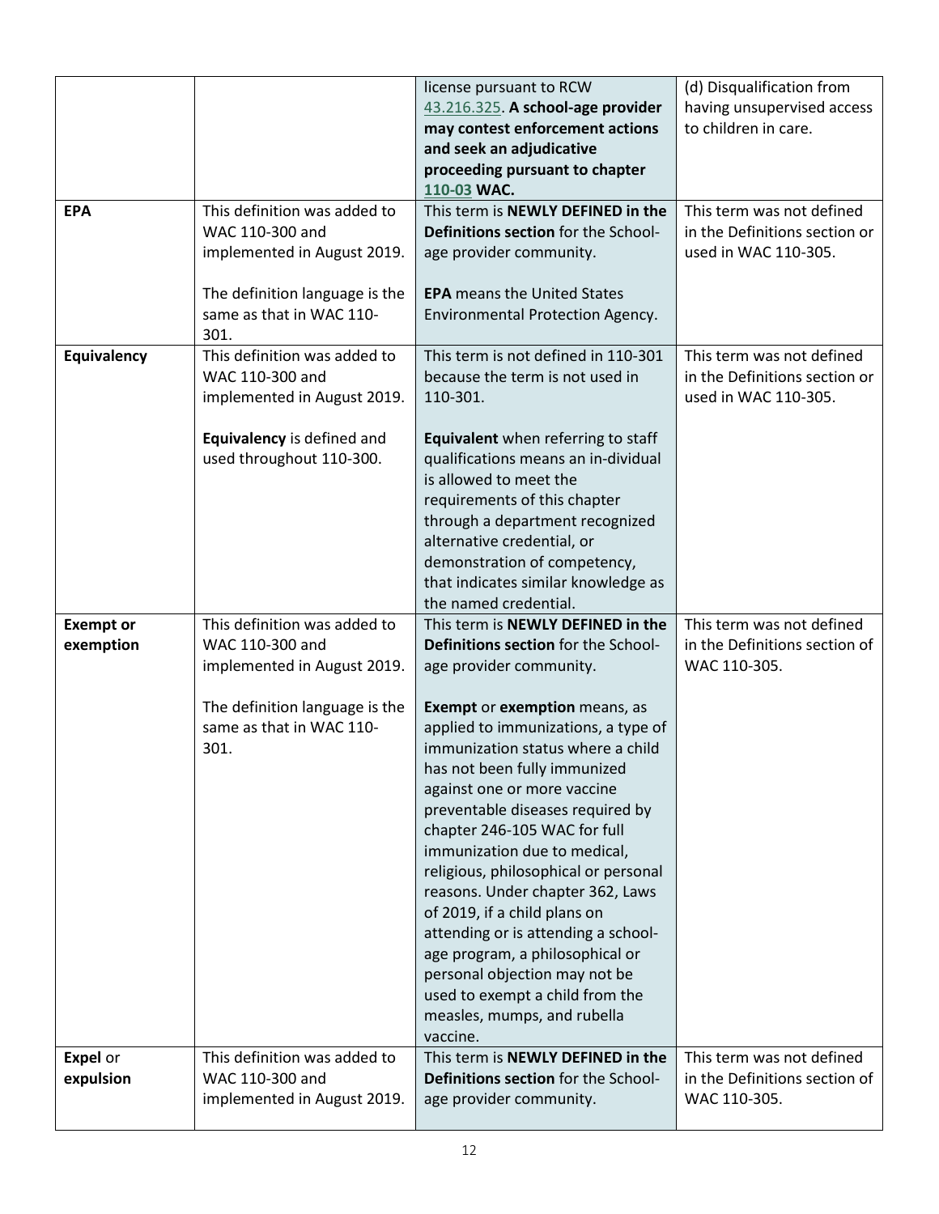| | | | |
|---|---|---|---|
| | | license pursuant to RCW 43.216.325. **A school-age provider may contest enforcement actions and seek an adjudicative proceeding pursuant to chapter 110-03 WAC.** | (d) Disqualification from having unsupervised access to children in care. |
| **EPA** | This definition was added to WAC 110-300 and implemented in August 2019.<br><br>The definition language is the same as that in WAC 110-301. | This term is **NEWLY DEFINED in the Definitions section** for the School-age provider community.<br><br>**EPA** means the United States Environmental Protection Agency. | This term was not defined in the Definitions section or used in WAC 110-305. |
| **Equivalency** | This definition was added to WAC 110-300 and implemented in August 2019.<br><br>**Equivalency** is defined and used throughout 110-300. | This term is not defined in 110-301 because the term is not used in 110-301.<br><br>**Equivalent** when referring to staff qualifications means an in-dividual is allowed to meet the requirements of this chapter through a department recognized alternative credential, or demonstration of competency, that indicates similar knowledge as the named credential. | This term was not defined in the Definitions section or used in WAC 110-305. |
| **Exempt or exemption** | This definition was added to WAC 110-300 and implemented in August 2019.<br><br>The definition language is the same as that in WAC 110-301. | This term is **NEWLY DEFINED in the Definitions section** for the School-age provider community.<br><br>**Exempt** or **exemption** means, as applied to immunizations, a type of immunization status where a child has not been fully immunized against one or more vaccine preventable diseases required by chapter 246-105 WAC for full immunization due to medical, religious, philosophical or personal reasons. Under chapter 362, Laws of 2019, if a child plans on attending or is attending a school-age program, a philosophical or personal objection may not be used to exempt a child from the measles, mumps, and rubella vaccine. | This term was not defined in the Definitions section of WAC 110-305. |
| **Expel** or **expulsion** | This definition was added to WAC 110-300 and implemented in August 2019. | This term is **NEWLY DEFINED in the Definitions section** for the School-age provider community. | This term was not defined in the Definitions section of WAC 110-305. |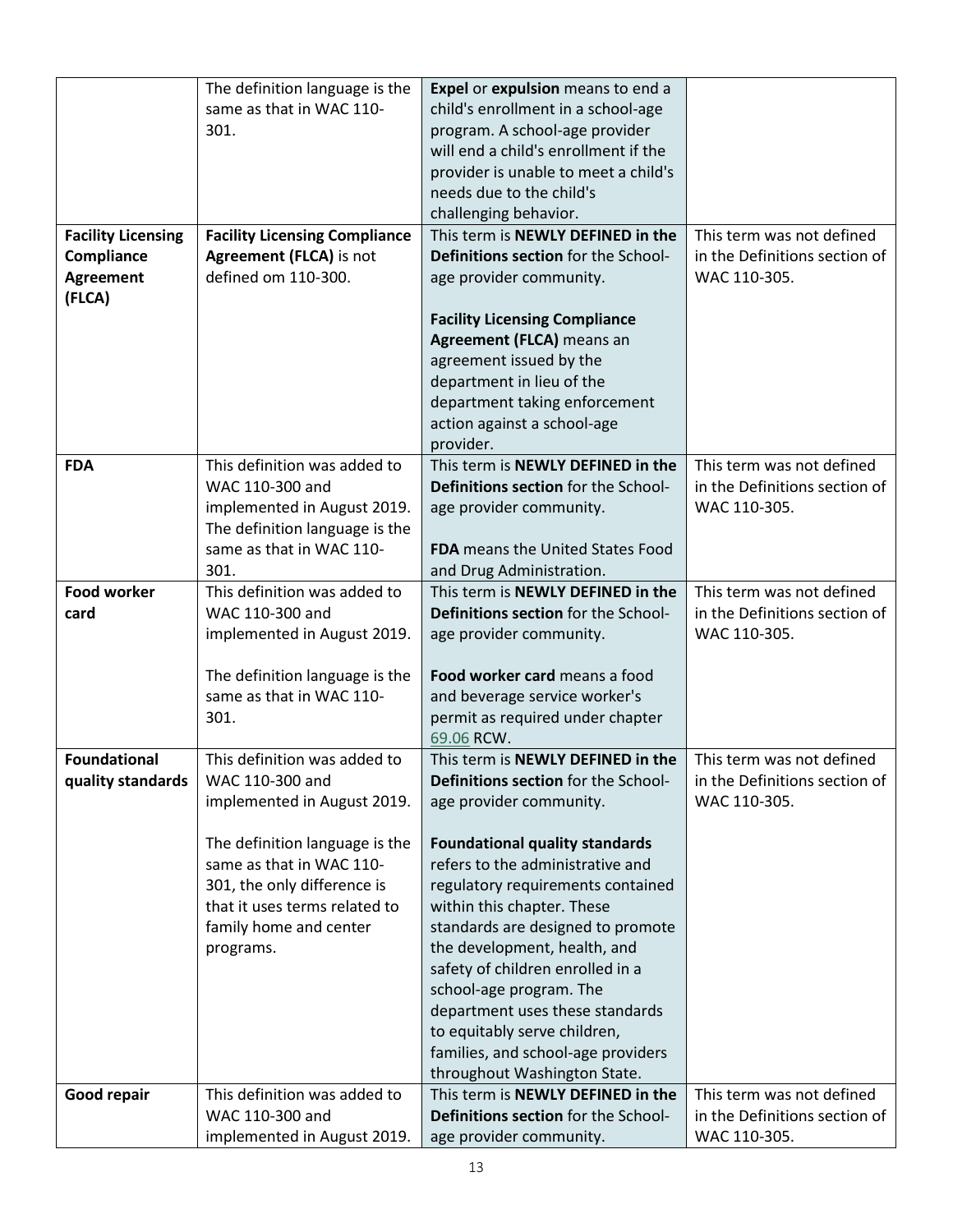| | | | |
|---|---|---|---|
| | The definition language is the same as that in WAC 110-301. | **Expel** or **expulsion** means to end a child's enrollment in a school-age program. A school-age provider will end a child's enrollment if the provider is unable to meet a child's needs due to the child's challenging behavior. | |
| **Facility Licensing Compliance Agreement (FLCA)** | **Facility Licensing Compliance Agreement (FLCA)** is not defined om 110-300. | This term is **NEWLY DEFINED in the Definitions section** for the School-age provider community.<br><br>**Facility Licensing Compliance Agreement (FLCA)** means an agreement issued by the department in lieu of the department taking enforcement action against a school-age provider. | This term was not defined in the Definitions section of WAC 110-305. |
| **FDA** | This definition was added to WAC 110-300 and implemented in August 2019. The definition language is the same as that in WAC 110-301. | This term is **NEWLY DEFINED in the Definitions section** for the School-age provider community.<br><br>**FDA** means the United States Food and Drug Administration. | This term was not defined in the Definitions section of WAC 110-305. |
| **Food worker card** | This definition was added to WAC 110-300 and implemented in August 2019.<br><br>The definition language is the same as that in WAC 110-301. | This term is **NEWLY DEFINED in the Definitions section** for the School-age provider community.<br><br>**Food worker card** means a food and beverage service worker's permit as required under chapter 69.06 RCW. | This term was not defined in the Definitions section of WAC 110-305. |
| **Foundational quality standards** | This definition was added to WAC 110-300 and implemented in August 2019.<br><br>The definition language is the same as that in WAC 110-301, the only difference is that it uses terms related to family home and center programs. | This term is **NEWLY DEFINED in the Definitions section** for the School-age provider community.<br><br>**Foundational quality standards** refers to the administrative and regulatory requirements contained within this chapter. These standards are designed to promote the development, health, and safety of children enrolled in a school-age program. The department uses these standards to equitably serve children, families, and school-age providers throughout Washington State. | This term was not defined in the Definitions section of WAC 110-305. |
| **Good repair** | This definition was added to WAC 110-300 and implemented in August 2019. | This term is **NEWLY DEFINED in the Definitions section** for the School-age provider community. | This term was not defined in the Definitions section of WAC 110-305. |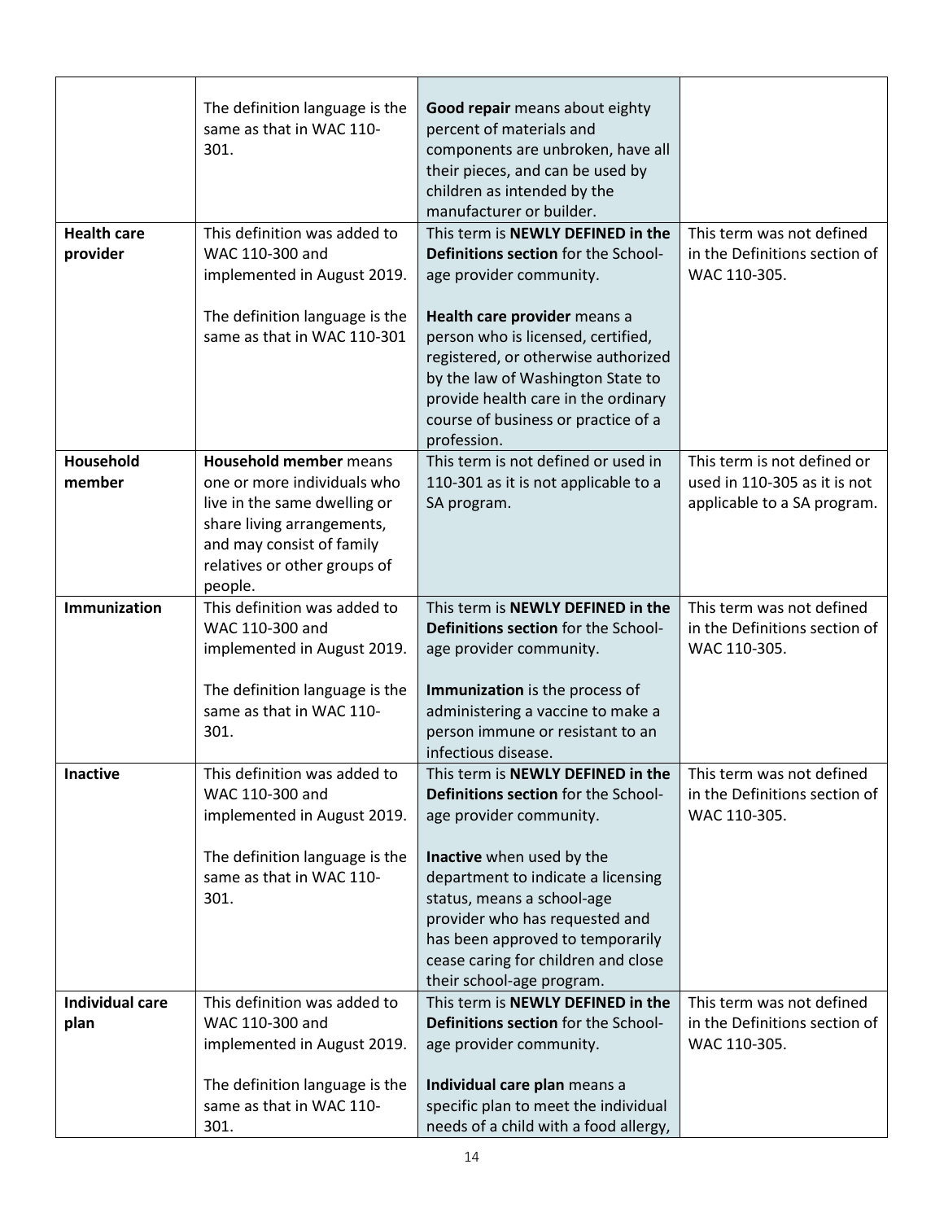| | | | |
|---|---|---|---|
| | The definition language is the same as that in WAC 110-301. | **Good repair** means about eighty percent of materials and components are unbroken, have all their pieces, and can be used by children as intended by the manufacturer or builder. | |
| **Health care provider** | This definition was added to WAC 110-300 and implemented in August 2019.<br><br>The definition language is the same as that in WAC 110-301 | This term is **NEWLY DEFINED in the Definitions section** for the School-age provider community.<br><br>**Health care provider** means a person who is licensed, certified, registered, or otherwise authorized by the law of Washington State to provide health care in the ordinary course of business or practice of a profession. | This term was not defined in the Definitions section of WAC 110-305. |
| **Household member** | **Household member** means one or more individuals who live in the same dwelling or share living arrangements, and may consist of family relatives or other groups of people. | This term is not defined or used in 110-301 as it is not applicable to a SA program. | This term is not defined or used in 110-305 as it is not applicable to a SA program. |
| **Immunization** | This definition was added to WAC 110-300 and implemented in August 2019.<br><br>The definition language is the same as that in WAC 110-301. | This term is **NEWLY DEFINED in the Definitions section** for the School-age provider community.<br><br>**Immunization** is the process of administering a vaccine to make a person immune or resistant to an infectious disease. | This term was not defined in the Definitions section of WAC 110-305. |
| **Inactive** | This definition was added to WAC 110-300 and implemented in August 2019.<br><br>The definition language is the same as that in WAC 110-301. | This term is **NEWLY DEFINED in the Definitions section** for the School-age provider community.<br><br>**Inactive** when used by the department to indicate a licensing status, means a school-age provider who has requested and has been approved to temporarily cease caring for children and close their school-age program. | This term was not defined in the Definitions section of WAC 110-305. |
| **Individual care plan** | This definition was added to WAC 110-300 and implemented in August 2019.<br><br>The definition language is the same as that in WAC 110-301. | This term is **NEWLY DEFINED in the Definitions section** for the School-age provider community.<br><br>**Individual care plan** means a specific plan to meet the individual needs of a child with a food allergy, | This term was not defined in the Definitions section of WAC 110-305. |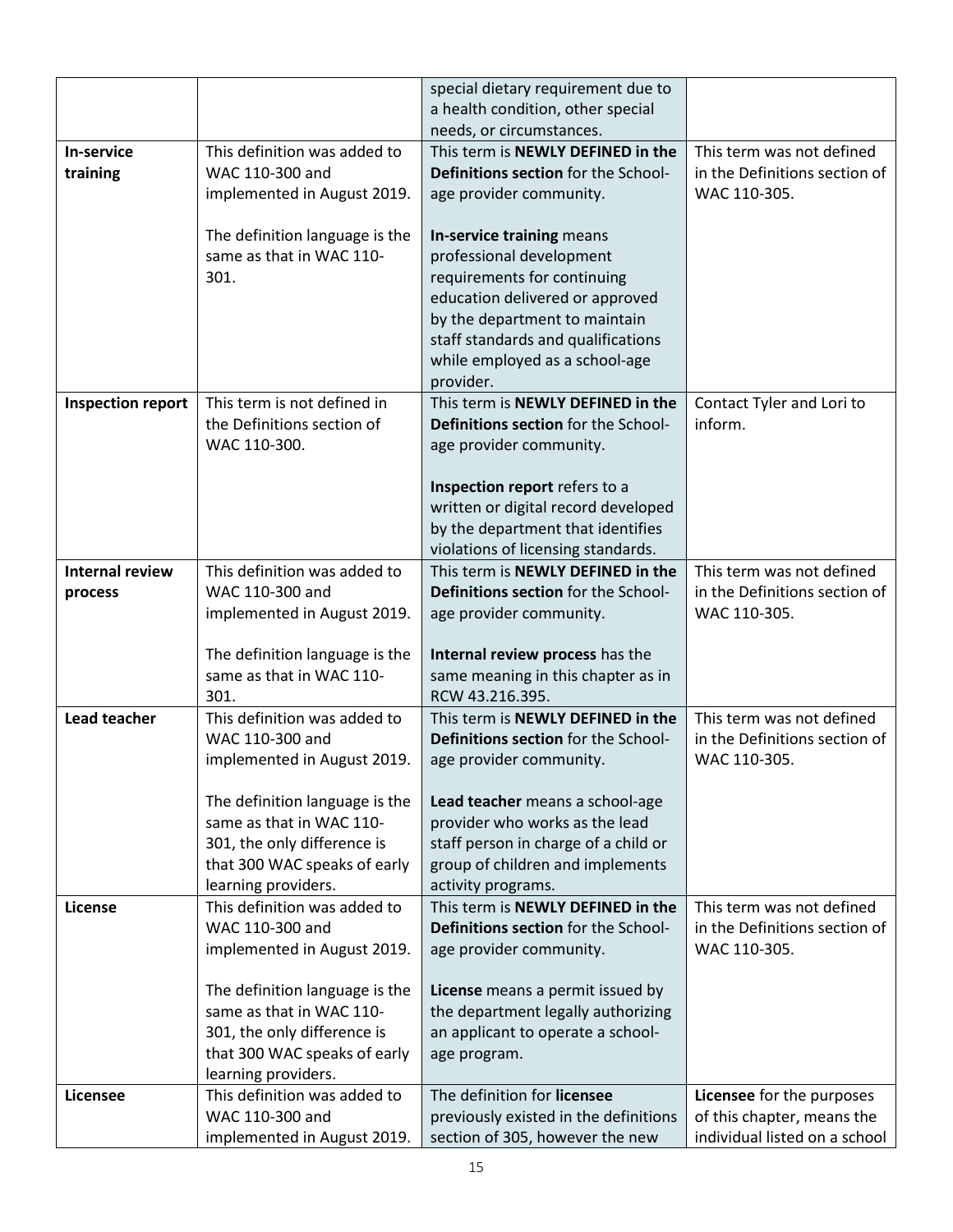| | | special dietary requirement due to a health condition, other special needs, or circumstances. | |
|---|---|---|---|
| **In-service training** | This definition was added to WAC 110-300 and implemented in August 2019.<br><br>The definition language is the same as that in WAC 110-301. | This term is **NEWLY DEFINED in the Definitions section** for the School-age provider community.<br><br>**In-service training** means professional development requirements for continuing education delivered or approved by the department to maintain staff standards and qualifications while employed as a school-age provider. | This term was not defined in the Definitions section of WAC 110-305. |
| **Inspection report** | This term is not defined in the Definitions section of WAC 110-300. | This term is **NEWLY DEFINED in the Definitions section** for the School-age provider community.<br><br>**Inspection report** refers to a written or digital record developed by the department that identifies violations of licensing standards. | Contact Tyler and Lori to inform. |
| **Internal review process** | This definition was added to WAC 110-300 and implemented in August 2019.<br><br>The definition language is the same as that in WAC 110-301. | This term is **NEWLY DEFINED in the Definitions section** for the School-age provider community.<br><br>**Internal review process** has the same meaning in this chapter as in RCW 43.216.395. | This term was not defined in the Definitions section of WAC 110-305. |
| **Lead teacher** | This definition was added to WAC 110-300 and implemented in August 2019.<br><br>The definition language is the same as that in WAC 110-301, the only difference is that 300 WAC speaks of early learning providers. | This term is **NEWLY DEFINED in the Definitions section** for the School-age provider community.<br><br>**Lead teacher** means a school-age provider who works as the lead staff person in charge of a child or group of children and implements activity programs. | This term was not defined in the Definitions section of WAC 110-305. |
| **License** | This definition was added to WAC 110-300 and implemented in August 2019.<br><br>The definition language is the same as that in WAC 110-301, the only difference is that 300 WAC speaks of early learning providers. | This term is **NEWLY DEFINED in the Definitions section** for the School-age provider community.<br><br>**License** means a permit issued by the department legally authorizing an applicant to operate a school-age program. | This term was not defined in the Definitions section of WAC 110-305. |
| **Licensee** | This definition was added to WAC 110-300 and implemented in August 2019. | The definition for **licensee** previously existed in the definitions section of 305, however the new | **Licensee** for the purposes of this chapter, means the individual listed on a school |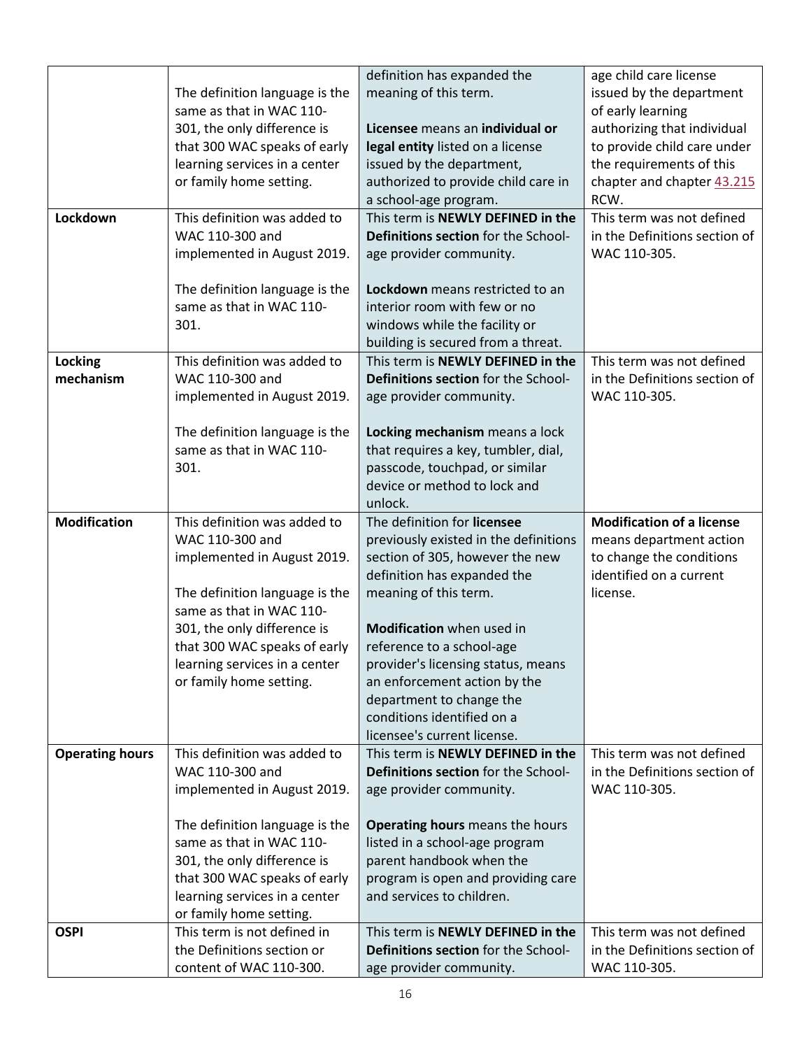| | | | |
|---|---|---|---|
| | The definition language is the same as that in WAC 110-301, the only difference is that 300 WAC speaks of early learning services in a center or family home setting. | definition has expanded the meaning of this term.<br><br>**Licensee** means an **individual or legal entity** listed on a license issued by the department, authorized to provide child care in a school-age program. | age child care license issued by the department of early learning authorizing that individual to provide child care under the requirements of this chapter and chapter 43.215 RCW. |
| **Lockdown** | This definition was added to WAC 110-300 and implemented in August 2019.<br><br>The definition language is the same as that in WAC 110-301. | This term is **NEWLY DEFINED in the Definitions section** for the School-age provider community.<br><br>**Lockdown** means restricted to an interior room with few or no windows while the facility or building is secured from a threat. | This term was not defined in the Definitions section of WAC 110-305. |
| **Locking mechanism** | This definition was added to WAC 110-300 and implemented in August 2019.<br><br>The definition language is the same as that in WAC 110-301. | This term is **NEWLY DEFINED in the Definitions section** for the School-age provider community.<br><br>**Locking mechanism** means a lock that requires a key, tumbler, dial, passcode, touchpad, or similar device or method to lock and unlock. | This term was not defined in the Definitions section of WAC 110-305. |
| **Modification** | This definition was added to WAC 110-300 and implemented in August 2019.<br><br>The definition language is the same as that in WAC 110-301, the only difference is that 300 WAC speaks of early learning services in a center or family home setting. | The definition for **licensee** previously existed in the definitions section of 305, however the new definition has expanded the meaning of this term.<br><br>**Modification** when used in reference to a school-age provider's licensing status, means an enforcement action by the department to change the conditions identified on a licensee's current license. | **Modification of a license** means department action to change the conditions identified on a current license. |
| **Operating hours** | This definition was added to WAC 110-300 and implemented in August 2019.<br><br>The definition language is the same as that in WAC 110-301, the only difference is that 300 WAC speaks of early learning services in a center or family home setting. | This term is **NEWLY DEFINED in the Definitions section** for the School-age provider community.<br><br>**Operating hours** means the hours listed in a school-age program parent handbook when the program is open and providing care and services to children. | This term was not defined in the Definitions section of WAC 110-305. |
| **OSPI** | This term is not defined in the Definitions section or content of WAC 110-300. | This term is **NEWLY DEFINED in the Definitions section** for the School-age provider community. | This term was not defined in the Definitions section of WAC 110-305. |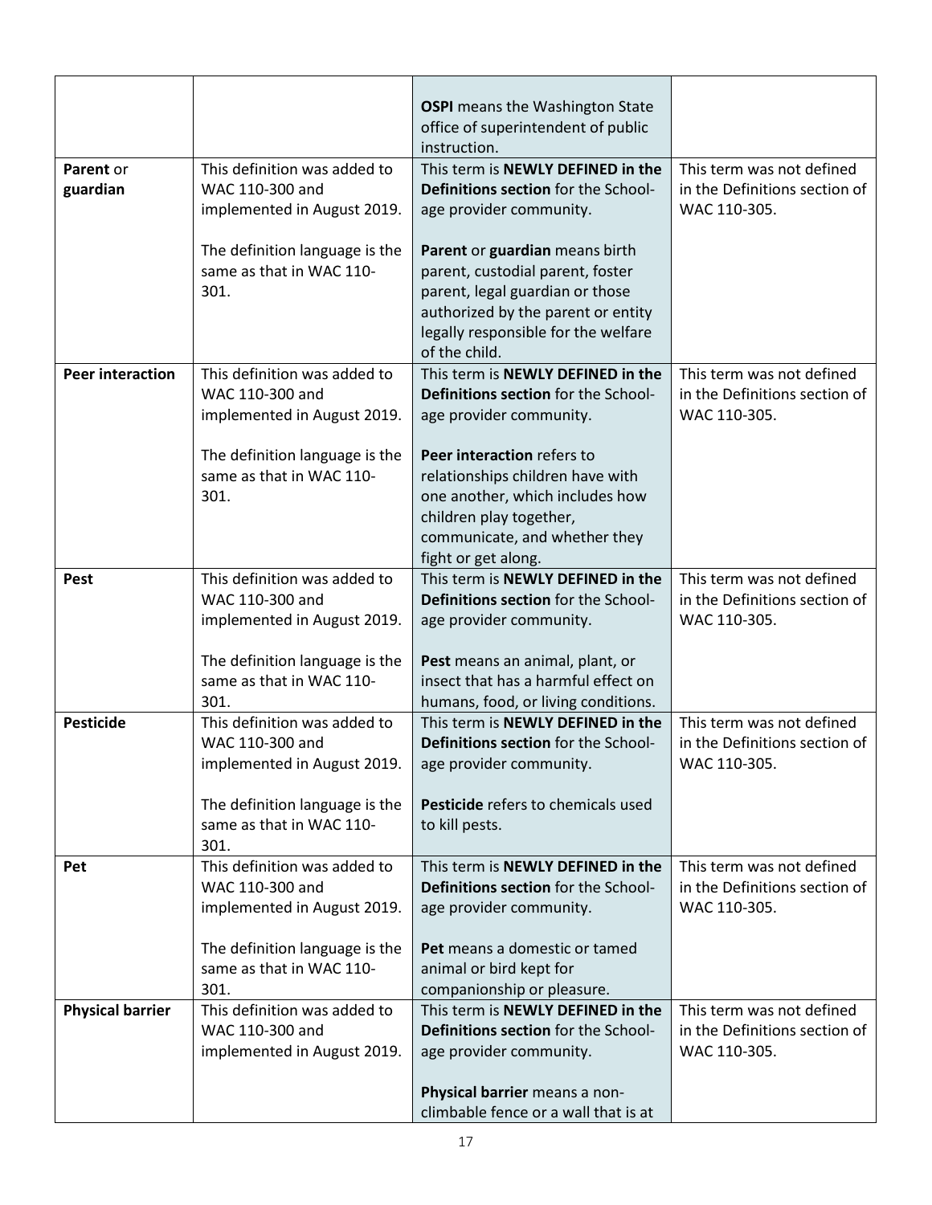| | | | |
|---|---|---|---|
| | | **OSPI** means the Washington State office of superintendent of public instruction. | |
| **Parent** or **guardian** | This definition was added to WAC 110-300 and implemented in August 2019.<br><br>The definition language is the same as that in WAC 110-301. | This term is **NEWLY DEFINED in the Definitions section** for the School-age provider community.<br><br>**Parent** or **guardian** means birth parent, custodial parent, foster parent, legal guardian or those authorized by the parent or entity legally responsible for the welfare of the child. | This term was not defined in the Definitions section of WAC 110-305. |
| **Peer interaction** | This definition was added to WAC 110-300 and implemented in August 2019.<br><br>The definition language is the same as that in WAC 110-301. | This term is **NEWLY DEFINED in the Definitions section** for the School-age provider community.<br><br>**Peer interaction** refers to relationships children have with one another, which includes how children play together, communicate, and whether they fight or get along. | This term was not defined in the Definitions section of WAC 110-305. |
| **Pest** | This definition was added to WAC 110-300 and implemented in August 2019.<br><br>The definition language is the same as that in WAC 110-301. | This term is **NEWLY DEFINED in the Definitions section** for the School-age provider community.<br><br>**Pest** means an animal, plant, or insect that has a harmful effect on humans, food, or living conditions. | This term was not defined in the Definitions section of WAC 110-305. |
| **Pesticide** | This definition was added to WAC 110-300 and implemented in August 2019.<br><br>The definition language is the same as that in WAC 110-301. | This term is **NEWLY DEFINED in the Definitions section** for the School-age provider community.<br><br>**Pesticide** refers to chemicals used to kill pests. | This term was not defined in the Definitions section of WAC 110-305. |
| **Pet** | This definition was added to WAC 110-300 and implemented in August 2019.<br><br>The definition language is the same as that in WAC 110-301. | This term is **NEWLY DEFINED in the Definitions section** for the School-age provider community.<br><br>**Pet** means a domestic or tamed animal or bird kept for companionship or pleasure. | This term was not defined in the Definitions section of WAC 110-305. |
| **Physical barrier** | This definition was added to WAC 110-300 and implemented in August 2019. | This term is **NEWLY DEFINED in the Definitions section** for the School-age provider community.<br><br>**Physical barrier** means a non-climbable fence or a wall that is at | This term was not defined in the Definitions section of WAC 110-305. |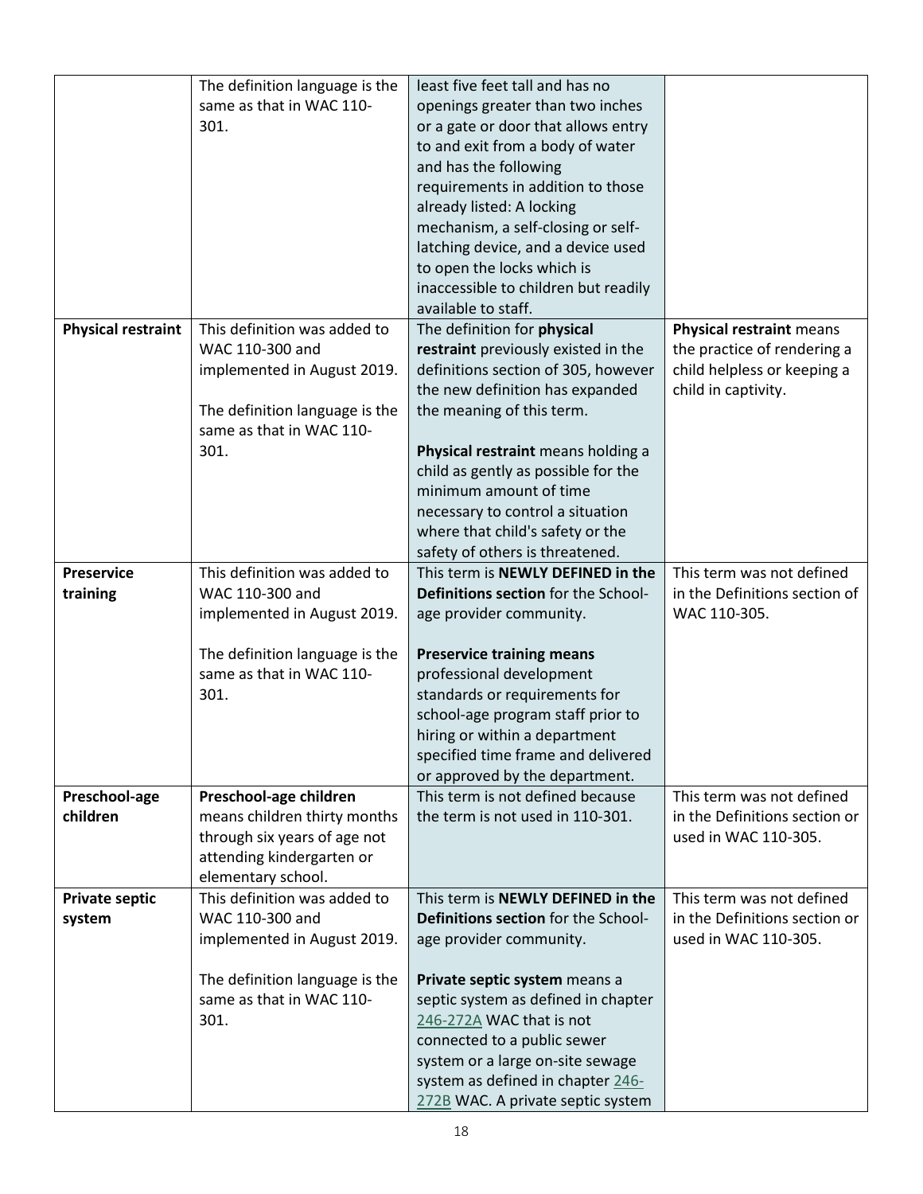| | | | |
|---|---|---|---|
| | The definition language is the same as that in WAC 110-301. | least five feet tall and has no openings greater than two inches or a gate or door that allows entry to and exit from a body of water and has the following requirements in addition to those already listed: A locking mechanism, a self-closing or self-latching device, and a device used to open the locks which is inaccessible to children but readily available to staff. | |
| **Physical restraint** | This definition was added to WAC 110-300 and implemented in August 2019.<br><br>The definition language is the same as that in WAC 110-301. | The definition for **physical restraint** previously existed in the definitions section of 305, however the new definition has expanded the meaning of this term.<br><br>**Physical restraint** means holding a child as gently as possible for the minimum amount of time necessary to control a situation where that child's safety or the safety of others is threatened. | **Physical restraint** means the practice of rendering a child helpless or keeping a child in captivity. |
| **Preservice training** | This definition was added to WAC 110-300 and implemented in August 2019.<br><br>The definition language is the same as that in WAC 110-301. | This term is **NEWLY DEFINED in the Definitions section** for the School-age provider community.<br><br>**Preservice training means** professional development standards or requirements for school-age program staff prior to hiring or within a department specified time frame and delivered or approved by the department. | This term was not defined in the Definitions section of WAC 110-305. |
| **Preschool-age children** | **Preschool-age children** means children thirty months through six years of age not attending kindergarten or elementary school. | This term is not defined because the term is not used in 110-301. | This term was not defined in the Definitions section or used in WAC 110-305. |
| **Private septic system** | This definition was added to WAC 110-300 and implemented in August 2019.<br><br>The definition language is the same as that in WAC 110-301. | This term is **NEWLY DEFINED in the Definitions section** for the School-age provider community.<br><br>**Private septic system** means a septic system as defined in chapter 246-272A WAC that is not connected to a public sewer system or a large on-site sewage system as defined in chapter 246-272B WAC. A private septic system | This term was not defined in the Definitions section or used in WAC 110-305. |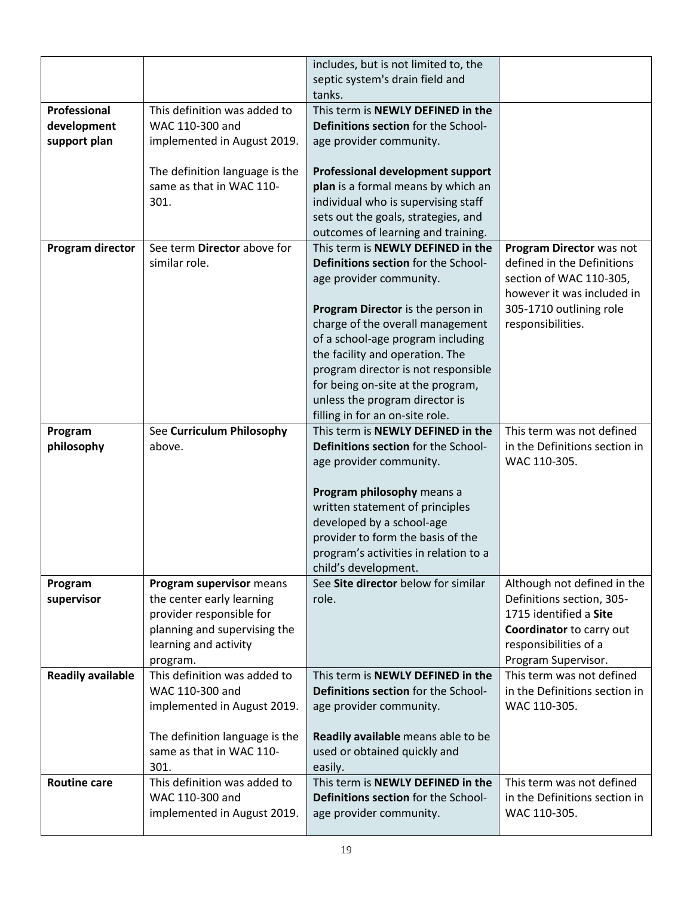| | | | |
|---|---|---|---|
| | | includes, but is not limited to, the septic system's drain field and tanks. | |
| **Professional development support plan** | This definition was added to WAC 110-300 and implemented in August 2019.<br><br>The definition language is the same as that in WAC 110-301. | This term is **NEWLY DEFINED in the Definitions section** for the School-age provider community.<br><br>**Professional development support plan** is a formal means by which an individual who is supervising staff sets out the goals, strategies, and outcomes of learning and training. | |
| **Program director** | See term **Director** above for similar role. | This term is **NEWLY DEFINED in the Definitions section** for the School-age provider community.<br><br>**Program Director** is the person in charge of the overall management of a school-age program including the facility and operation. The program director is not responsible for being on-site at the program, unless the program director is filling in for an on-site role. | **Program Director** was not defined in the Definitions section of WAC 110-305, however it was included in 305-1710 outlining role responsibilities. |
| **Program philosophy** | See **Curriculum Philosophy** above. | This term is **NEWLY DEFINED in the Definitions section** for the School-age provider community.<br><br>**Program philosophy** means a written statement of principles developed by a school-age provider to form the basis of the program's activities in relation to a child's development. | This term was not defined in the Definitions section in WAC 110-305. |
| **Program supervisor** | **Program supervisor** means the center early learning provider responsible for planning and supervising the learning and activity program. | See **Site director** below for similar role. | Although not defined in the Definitions section, 305-1715 identified a **Site Coordinator** to carry out responsibilities of a Program Supervisor. |
| **Readily available** | This definition was added to WAC 110-300 and implemented in August 2019.<br><br>The definition language is the same as that in WAC 110-301. | This term is **NEWLY DEFINED in the Definitions section** for the School-age provider community.<br><br>**Readily available** means able to be used or obtained quickly and easily. | This term was not defined in the Definitions section in WAC 110-305. |
| **Routine care** | This definition was added to WAC 110-300 and implemented in August 2019. | This term is **NEWLY DEFINED in the Definitions section** for the School-age provider community. | This term was not defined in the Definitions section in WAC 110-305. |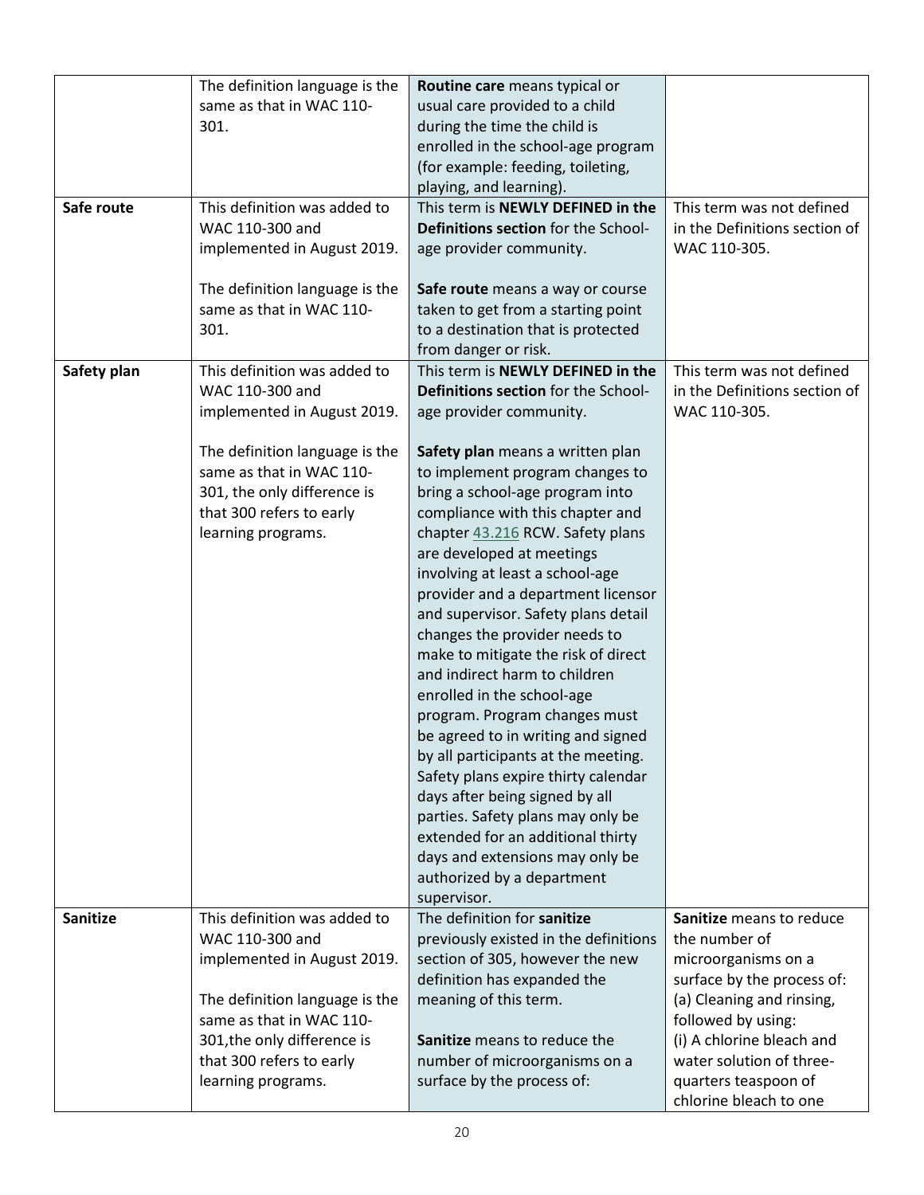| | | | |
|---|---|---|---|
| | The definition language is the same as that in WAC 110-301. | **Routine care** means typical or usual care provided to a child during the time the child is enrolled in the school-age program (for example: feeding, toileting, playing, and learning). | |
| **Safe route** | This definition was added to WAC 110-300 and implemented in August 2019.<br><br>The definition language is the same as that in WAC 110-301. | This term is **NEWLY DEFINED in the Definitions section** for the School-age provider community.<br><br>**Safe route** means a way or course taken to get from a starting point to a destination that is protected from danger or risk. | This term was not defined in the Definitions section of WAC 110-305. |
| **Safety plan** | This definition was added to WAC 110-300 and implemented in August 2019.<br><br>The definition language is the same as that in WAC 110-301, the only difference is that 300 refers to early learning programs. | This term is **NEWLY DEFINED in the Definitions section** for the School-age provider community.<br><br>**Safety plan** means a written plan to implement program changes to bring a school-age program into compliance with this chapter and chapter 43.216 RCW. Safety plans are developed at meetings involving at least a school-age provider and a department licensor and supervisor. Safety plans detail changes the provider needs to make to mitigate the risk of direct and indirect harm to children enrolled in the school-age program. Program changes must be agreed to in writing and signed by all participants at the meeting. Safety plans expire thirty calendar days after being signed by all parties. Safety plans may only be extended for an additional thirty days and extensions may only be authorized by a department supervisor. | This term was not defined in the Definitions section of WAC 110-305. |
| **Sanitize** | This definition was added to WAC 110-300 and implemented in August 2019.<br><br>The definition language is the same as that in WAC 110-301,the only difference is that 300 refers to early learning programs. | The definition for **sanitize** previously existed in the definitions section of 305, however the new definition has expanded the meaning of this term.<br><br>**Sanitize** means to reduce the number of microorganisms on a surface by the process of: | **Sanitize** means to reduce the number of microorganisms on a surface by the process of:<br>(a) Cleaning and rinsing, followed by using:<br>(i) A chlorine bleach and water solution of three-quarters teaspoon of chlorine bleach to one |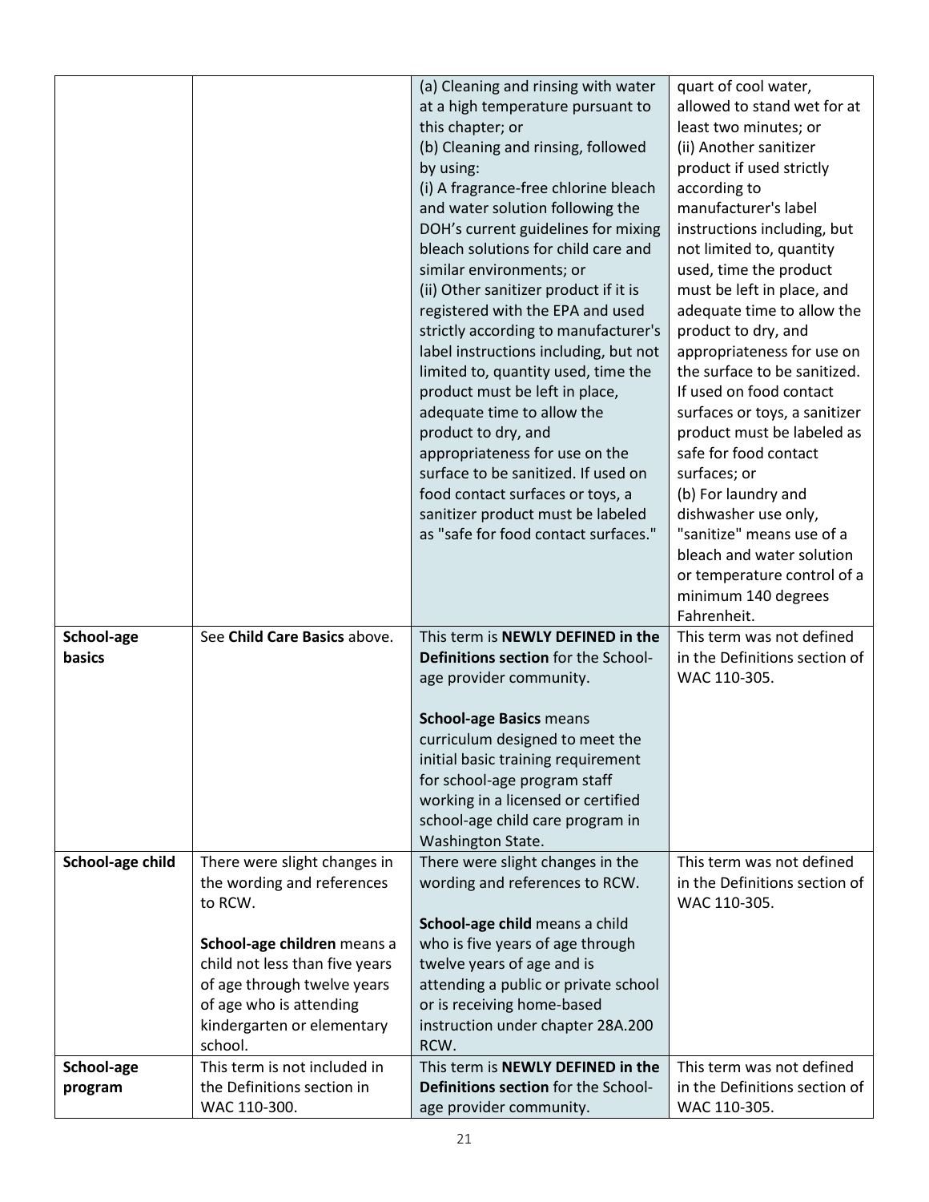| | | | |
|---|---|---|---|
| | | (a) Cleaning and rinsing with water at a high temperature pursuant to this chapter; or<br>(b) Cleaning and rinsing, followed by using:<br>(i) A fragrance-free chlorine bleach and water solution following the DOH's current guidelines for mixing bleach solutions for child care and similar environments; or<br>(ii) Other sanitizer product if it is registered with the EPA and used strictly according to manufacturer's label instructions including, but not limited to, quantity used, time the product must be left in place, adequate time to allow the product to dry, and appropriateness for use on the surface to be sanitized. If used on food contact surfaces or toys, a sanitizer product must be labeled as "safe for food contact surfaces." | quart of cool water, allowed to stand wet for at least two minutes; or<br>(ii) Another sanitizer product if used strictly according to manufacturer's label instructions including, but not limited to, quantity used, time the product must be left in place, and adequate time to allow the product to dry, and appropriateness for use on the surface to be sanitized. If used on food contact surfaces or toys, a sanitizer product must be labeled as safe for food contact surfaces; or<br>(b) For laundry and dishwasher use only, "sanitize" means use of a bleach and water solution or temperature control of a minimum 140 degrees Fahrenheit. |
| **School-age basics** | See **Child Care Basics** above. | This term is **NEWLY DEFINED in the Definitions section** for the School-age provider community.<br><br>**School-age Basics** means curriculum designed to meet the initial basic training requirement for school-age program staff working in a licensed or certified school-age child care program in Washington State. | This term was not defined in the Definitions section of WAC 110-305. |
| **School-age child** | There were slight changes in the wording and references to RCW.<br><br>**School-age children** means a child not less than five years of age through twelve years of age who is attending kindergarten or elementary school. | There were slight changes in the wording and references to RCW.<br><br>**School-age child** means a child who is five years of age through twelve years of age and is attending a public or private school or is receiving home-based instruction under chapter 28A.200 RCW. | This term was not defined in the Definitions section of WAC 110-305. |
| **School-age program** | This term is not included in the Definitions section in WAC 110-300. | This term is **NEWLY DEFINED in the Definitions section** for the School-age provider community. | This term was not defined in the Definitions section of WAC 110-305. |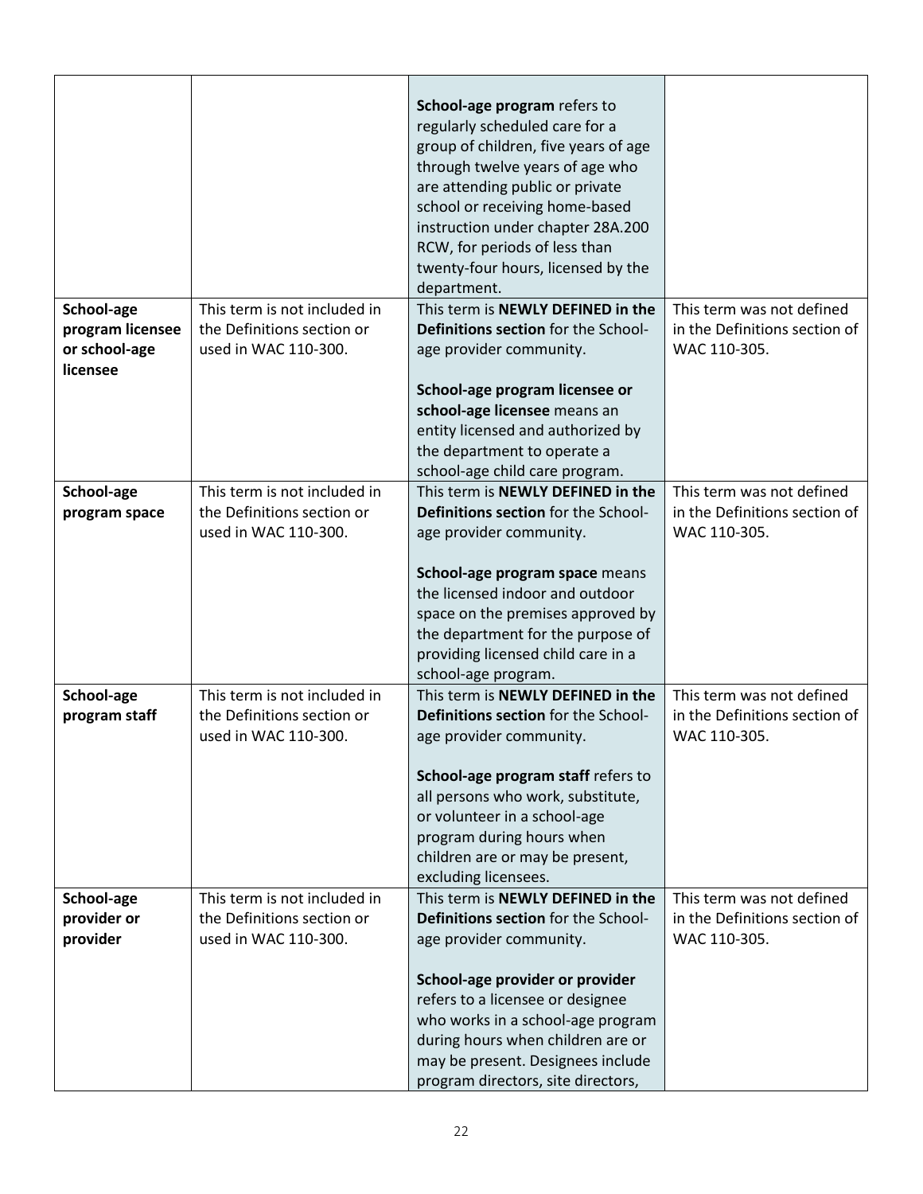| | | | |
|---|---|---|---|
| | | **School-age program** refers to regularly scheduled care for a group of children, five years of age through twelve years of age who are attending public or private school or receiving home-based instruction under chapter 28A.200 RCW, for periods of less than twenty-four hours, licensed by the department. | |
| **School-age program licensee or school-age licensee** | This term is not included in the Definitions section or used in WAC 110-300. | This term is **NEWLY DEFINED in the Definitions section** for the School-age provider community.<br><br>**School-age program licensee or school-age licensee** means an entity licensed and authorized by the department to operate a school-age child care program. | This term was not defined in the Definitions section of WAC 110-305. |
| **School-age program space** | This term is not included in the Definitions section or used in WAC 110-300. | This term is **NEWLY DEFINED in the Definitions section** for the School-age provider community.<br><br>**School-age program space** means the licensed indoor and outdoor space on the premises approved by the department for the purpose of providing licensed child care in a school-age program. | This term was not defined in the Definitions section of WAC 110-305. |
| **School-age program staff** | This term is not included in the Definitions section or used in WAC 110-300. | This term is **NEWLY DEFINED in the Definitions section** for the School-age provider community.<br><br>**School-age program staff** refers to all persons who work, substitute, or volunteer in a school-age program during hours when children are or may be present, excluding licensees. | This term was not defined in the Definitions section of WAC 110-305. |
| **School-age provider or provider** | This term is not included in the Definitions section or used in WAC 110-300. | This term is **NEWLY DEFINED in the Definitions section** for the School-age provider community.<br><br>**School-age provider or provider** refers to a licensee or designee who works in a school-age program during hours when children are or may be present. Designees include program directors, site directors, | This term was not defined in the Definitions section of WAC 110-305. |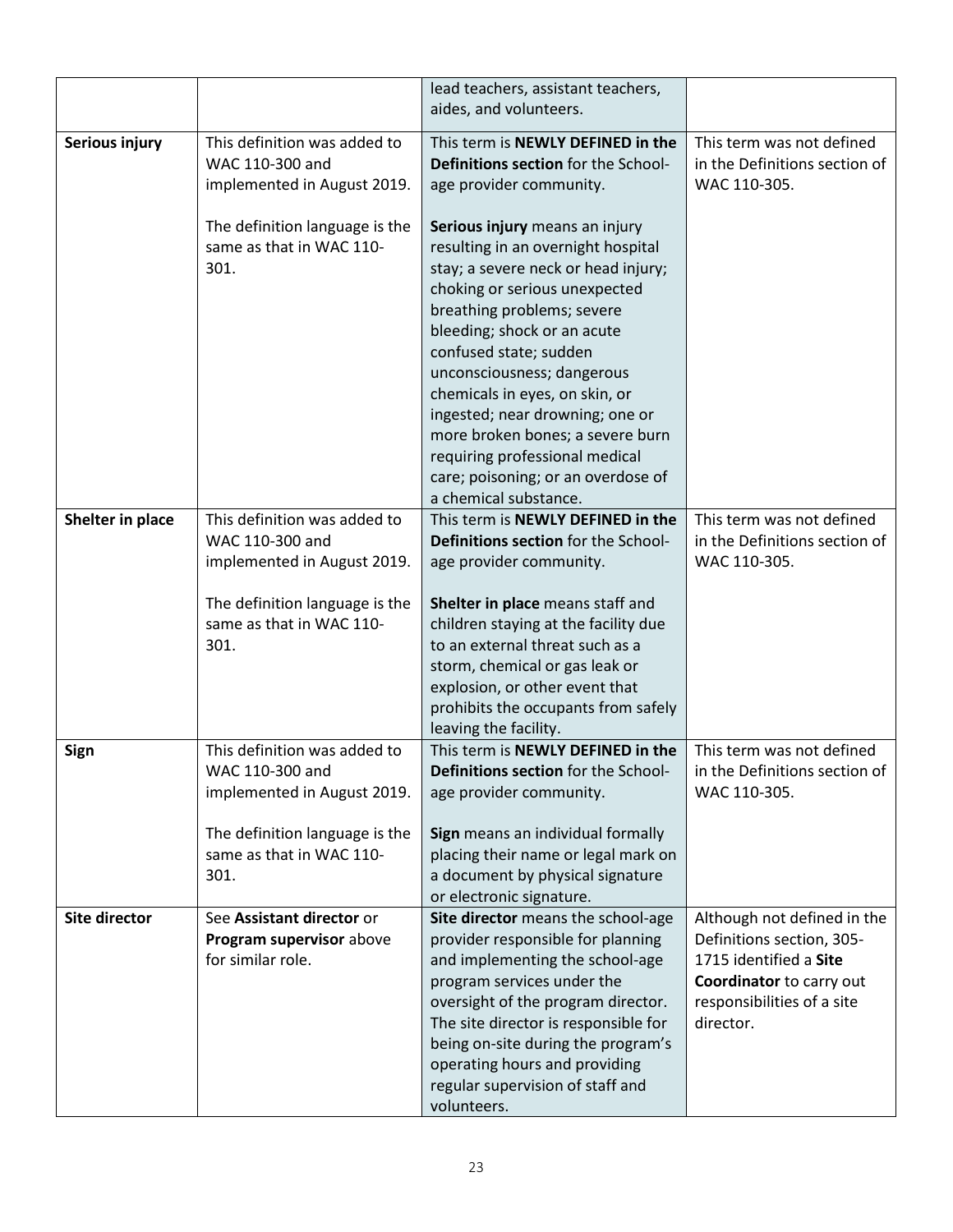| | | | |
|---|---|---|---|
| | | lead teachers, assistant teachers, aides, and volunteers. | |
| **Serious injury** | This definition was added to WAC 110-300 and implemented in August 2019.<br><br>The definition language is the same as that in WAC 110-301. | This term is **NEWLY DEFINED in the Definitions section** for the School-age provider community.<br><br>**Serious injury** means an injury resulting in an overnight hospital stay; a severe neck or head injury; choking or serious unexpected breathing problems; severe bleeding; shock or an acute confused state; sudden unconsciousness; dangerous chemicals in eyes, on skin, or ingested; near drowning; one or more broken bones; a severe burn requiring professional medical care; poisoning; or an overdose of a chemical substance. | This term was not defined in the Definitions section of WAC 110-305. |
| **Shelter in place** | This definition was added to WAC 110-300 and implemented in August 2019.<br><br>The definition language is the same as that in WAC 110-301. | This term is **NEWLY DEFINED in the Definitions section** for the School-age provider community.<br><br>**Shelter in place** means staff and children staying at the facility due to an external threat such as a storm, chemical or gas leak or explosion, or other event that prohibits the occupants from safely leaving the facility. | This term was not defined in the Definitions section of WAC 110-305. |
| **Sign** | This definition was added to WAC 110-300 and implemented in August 2019.<br><br>The definition language is the same as that in WAC 110-301. | This term is **NEWLY DEFINED in the Definitions section** for the School-age provider community.<br><br>**Sign** means an individual formally placing their name or legal mark on a document by physical signature or electronic signature. | This term was not defined in the Definitions section of WAC 110-305. |
| **Site director** | See **Assistant director** or **Program supervisor** above for similar role. | **Site director** means the school-age provider responsible for planning and implementing the school-age program services under the oversight of the program director. The site director is responsible for being on-site during the program's operating hours and providing regular supervision of staff and volunteers. | Although not defined in the Definitions section, 305-1715 identified a **Site Coordinator** to carry out responsibilities of a site director. |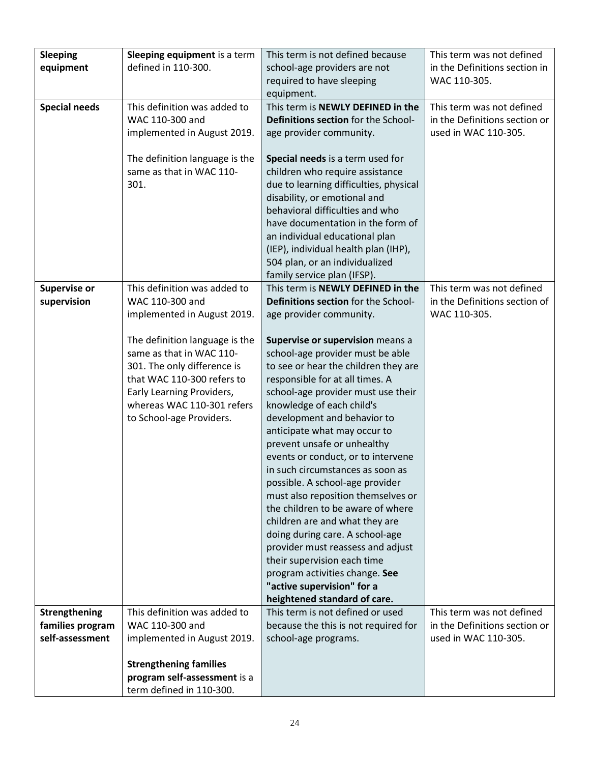| **Sleeping equipment** | **Sleeping equipment** is a term defined in 110-300. | This term is not defined because school-age providers are not required to have sleeping equipment. | This term was not defined in the Definitions section in WAC 110-305. |
|---|---|---|---|
| **Special needs** | This definition was added to WAC 110-300 and implemented in August 2019.<br><br>The definition language is the same as that in WAC 110-301. | This term is **NEWLY DEFINED in the Definitions section** for the School-age provider community.<br><br>**Special needs** is a term used for children who require assistance due to learning difficulties, physical disability, or emotional and behavioral difficulties and who have documentation in the form of an individual educational plan (IEP), individual health plan (IHP), 504 plan, or an individualized family service plan (IFSP). | This term was not defined in the Definitions section or used in WAC 110-305. |
| **Supervise or supervision** | This definition was added to WAC 110-300 and implemented in August 2019.<br><br>The definition language is the same as that in WAC 110-301. The only difference is that WAC 110-300 refers to Early Learning Providers, whereas WAC 110-301 refers to School-age Providers. | This term is **NEWLY DEFINED in the Definitions section** for the School-age provider community.<br><br>**Supervise or supervision** means a school-age provider must be able to see or hear the children they are responsible for at all times. A school-age provider must use their knowledge of each child's development and behavior to anticipate what may occur to prevent unsafe or unhealthy events or conduct, or to intervene in such circumstances as soon as possible. A school-age provider must also reposition themselves or the children to be aware of where children are and what they are doing during care. A school-age provider must reassess and adjust their supervision each time program activities change. **See "active supervision" for a heightened standard of care.** | This term was not defined in the Definitions section of WAC 110-305. |
| **Strengthening families program self-assessment** | This definition was added to WAC 110-300 and implemented in August 2019.<br><br>**Strengthening families program self-assessment** is a term defined in 110-300. | This term is not defined or used because the this is not required for school-age programs. | This term was not defined in the Definitions section or used in WAC 110-305. |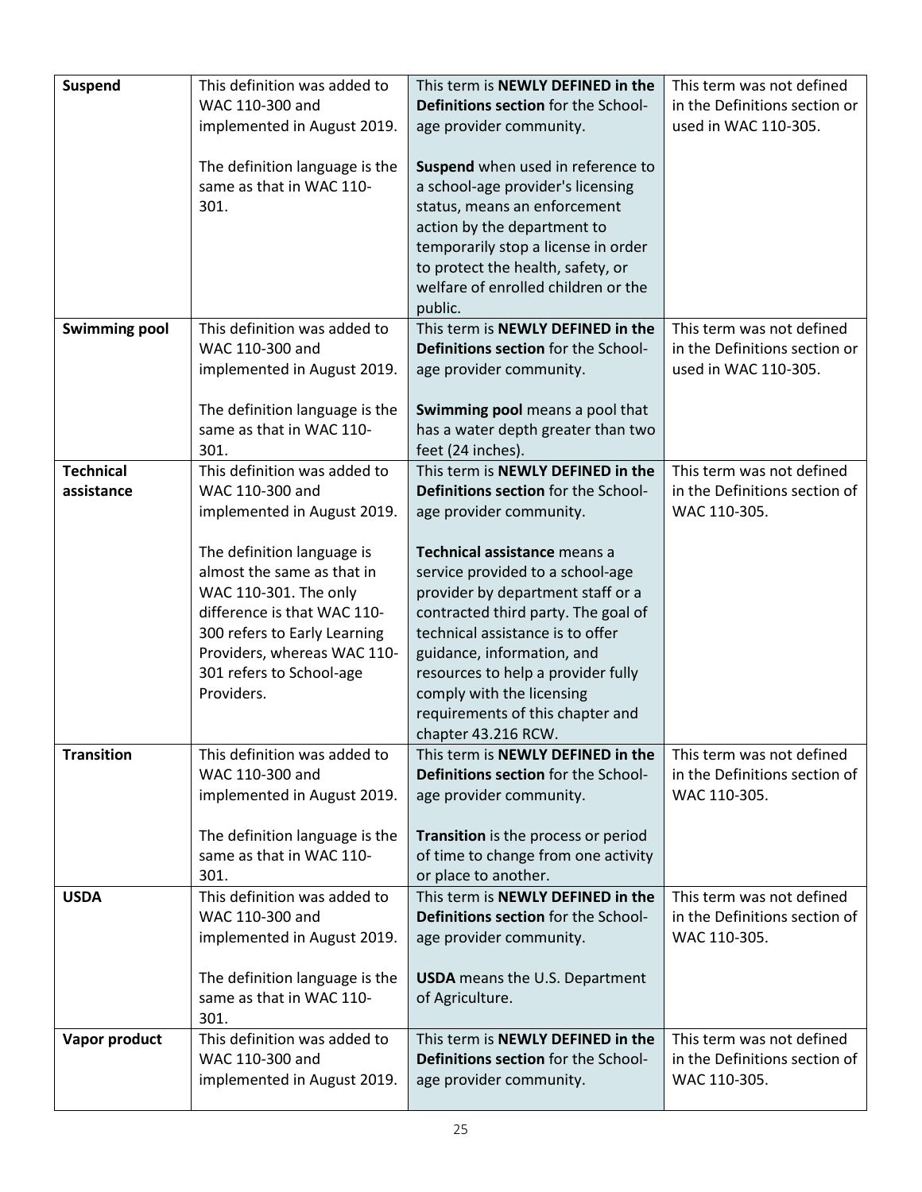| | | | |
|---|---|---|---|
| **Suspend** | This definition was added to WAC 110-300 and implemented in August 2019.<br><br>The definition language is the same as that in WAC 110-301. | This term is **NEWLY DEFINED in the Definitions section** for the School-age provider community.<br><br>**Suspend** when used in reference to a school-age provider's licensing status, means an enforcement action by the department to temporarily stop a license in order to protect the health, safety, or welfare of enrolled children or the public. | This term was not defined in the Definitions section or used in WAC 110-305. |
| **Swimming pool** | This definition was added to WAC 110-300 and implemented in August 2019.<br><br>The definition language is the same as that in WAC 110-301. | This term is **NEWLY DEFINED in the Definitions section** for the School-age provider community.<br><br>**Swimming pool** means a pool that has a water depth greater than two feet (24 inches). | This term was not defined in the Definitions section or used in WAC 110-305. |
| **Technical assistance** | This definition was added to WAC 110-300 and implemented in August 2019.<br><br>The definition language is almost the same as that in WAC 110-301. The only difference is that WAC 110-300 refers to Early Learning Providers, whereas WAC 110-301 refers to School-age Providers. | This term is **NEWLY DEFINED in the Definitions section** for the School-age provider community.<br><br>**Technical assistance** means a service provided to a school-age provider by department staff or a contracted third party. The goal of technical assistance is to offer guidance, information, and resources to help a provider fully comply with the licensing requirements of this chapter and chapter 43.216 RCW. | This term was not defined in the Definitions section of WAC 110-305. |
| **Transition** | This definition was added to WAC 110-300 and implemented in August 2019.<br><br>The definition language is the same as that in WAC 110-301. | This term is **NEWLY DEFINED in the Definitions section** for the School-age provider community.<br><br>**Transition** is the process or period of time to change from one activity or place to another. | This term was not defined in the Definitions section of WAC 110-305. |
| **USDA** | This definition was added to WAC 110-300 and implemented in August 2019.<br><br>The definition language is the same as that in WAC 110-301. | This term is **NEWLY DEFINED in the Definitions section** for the School-age provider community.<br><br>**USDA** means the U.S. Department of Agriculture. | This term was not defined in the Definitions section of WAC 110-305. |
| **Vapor product** | This definition was added to WAC 110-300 and implemented in August 2019. | This term is **NEWLY DEFINED in the Definitions section** for the School-age provider community. | This term was not defined in the Definitions section of WAC 110-305. |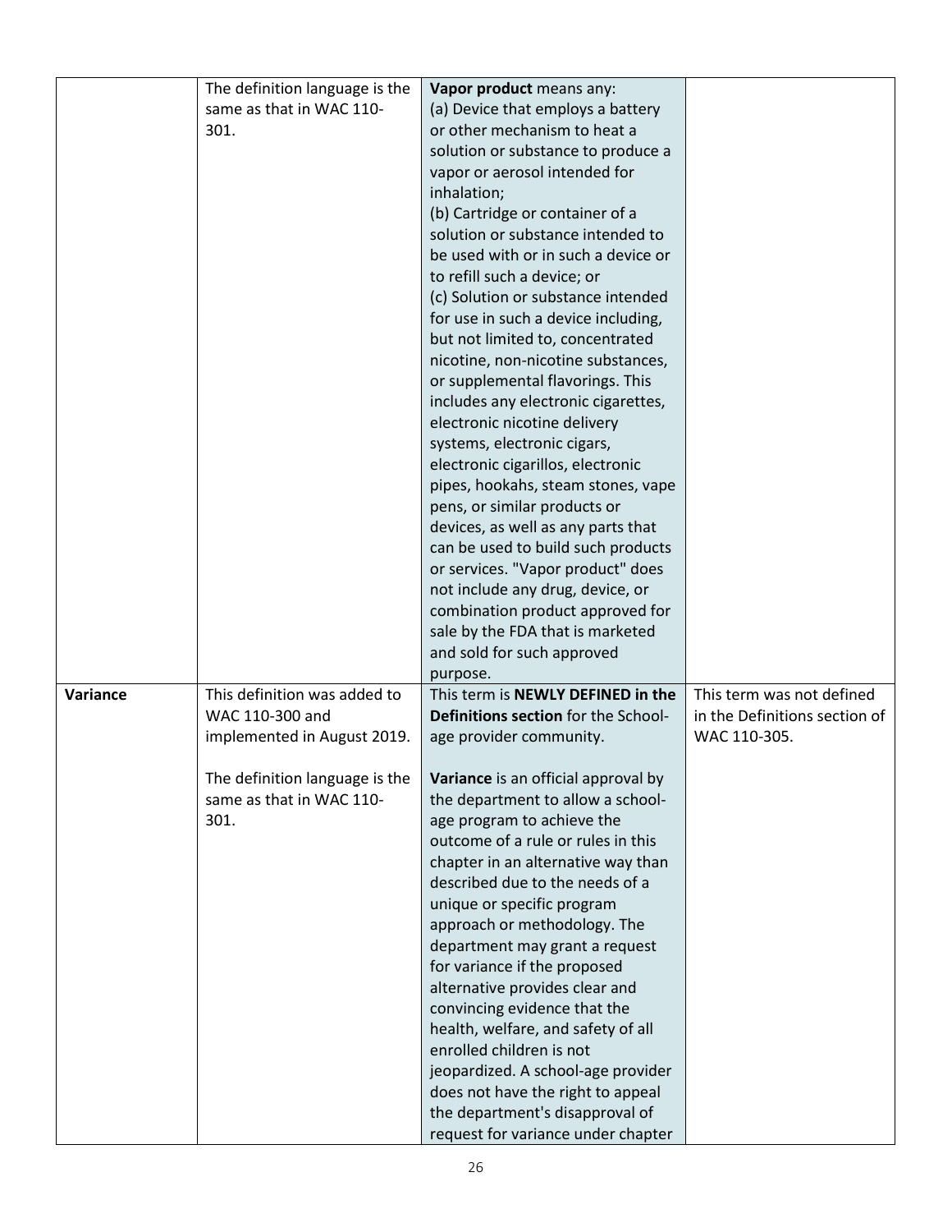| | | | |
|---|---|---|---|
| | The definition language is the same as that in WAC 110-301. | **Vapor product** means any:<br>(a) Device that employs a battery or other mechanism to heat a solution or substance to produce a vapor or aerosol intended for inhalation;<br>(b) Cartridge or container of a solution or substance intended to be used with or in such a device or to refill such a device; or<br>(c) Solution or substance intended for use in such a device including, but not limited to, concentrated nicotine, non-nicotine substances, or supplemental flavorings. This includes any electronic cigarettes, electronic nicotine delivery systems, electronic cigars, electronic cigarillos, electronic pipes, hookahs, steam stones, vape pens, or similar products or devices, as well as any parts that can be used to build such products or services. "Vapor product" does not include any drug, device, or combination product approved for sale by the FDA that is marketed and sold for such approved purpose. | |
| **Variance** | This definition was added to WAC 110-300 and implemented in August 2019.<br><br>The definition language is the same as that in WAC 110-301. | This term is **NEWLY DEFINED in the Definitions section** for the School-age provider community.<br><br>**Variance** is an official approval by the department to allow a school-age program to achieve the outcome of a rule or rules in this chapter in an alternative way than described due to the needs of a unique or specific program approach or methodology. The department may grant a request for variance if the proposed alternative provides clear and convincing evidence that the health, welfare, and safety of all enrolled children is not jeopardized. A school-age provider does not have the right to appeal the department's disapproval of request for variance under chapter | This term was not defined in the Definitions section of WAC 110-305. |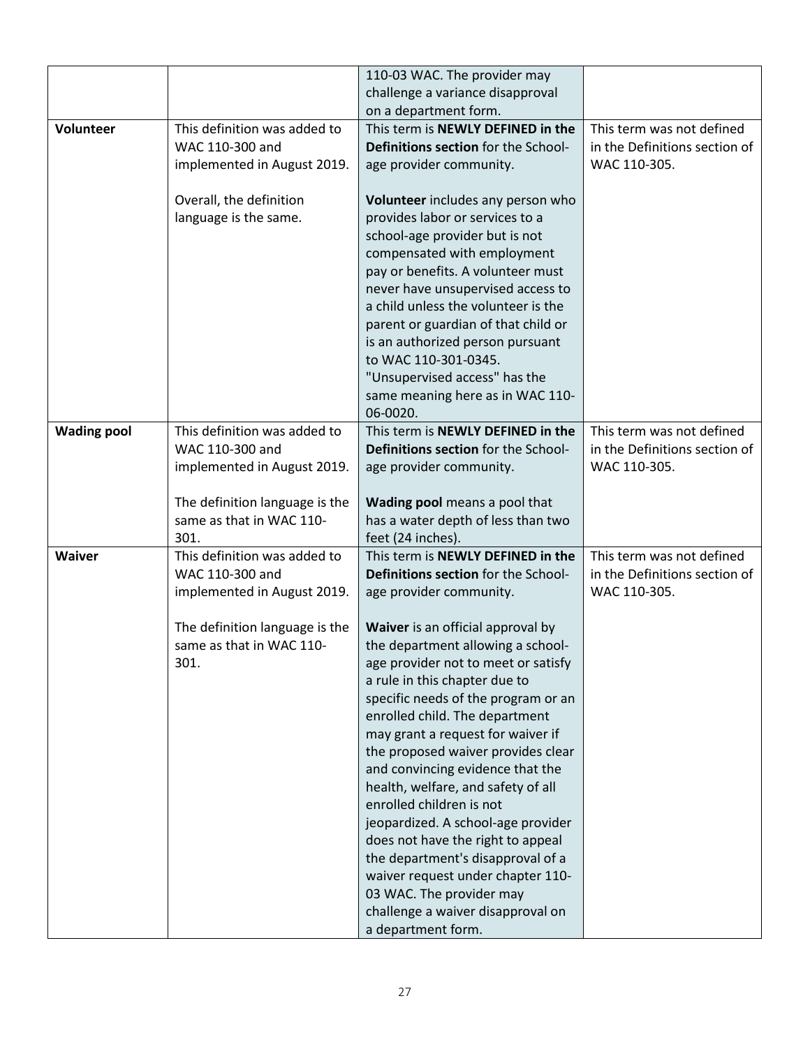| | | | |
|---|---|---|---|
| | | 110-03 WAC. The provider may challenge a variance disapproval on a department form. | |
| **Volunteer** | This definition was added to WAC 110-300 and implemented in August 2019.<br><br>Overall, the definition language is the same. | This term is **NEWLY DEFINED in the Definitions section** for the School-age provider community.<br><br>**Volunteer** includes any person who provides labor or services to a school-age provider but is not compensated with employment pay or benefits. A volunteer must never have unsupervised access to a child unless the volunteer is the parent or guardian of that child or is an authorized person pursuant to WAC 110-301-0345. "Unsupervised access" has the same meaning here as in WAC 110-06-0020. | This term was not defined in the Definitions section of WAC 110-305. |
| **Wading pool** | This definition was added to WAC 110-300 and implemented in August 2019.<br><br>The definition language is the same as that in WAC 110-301. | This term is **NEWLY DEFINED in the Definitions section** for the School-age provider community.<br><br>**Wading pool** means a pool that has a water depth of less than two feet (24 inches). | This term was not defined in the Definitions section of WAC 110-305. |
| **Waiver** | This definition was added to WAC 110-300 and implemented in August 2019.<br><br>The definition language is the same as that in WAC 110-301. | This term is **NEWLY DEFINED in the Definitions section** for the School-age provider community.<br><br>**Waiver** is an official approval by the department allowing a school-age provider not to meet or satisfy a rule in this chapter due to specific needs of the program or an enrolled child. The department may grant a request for waiver if the proposed waiver provides clear and convincing evidence that the health, welfare, and safety of all enrolled children is not jeopardized. A school-age provider does not have the right to appeal the department's disapproval of a waiver request under chapter 110-03 WAC. The provider may challenge a waiver disapproval on a department form. | This term was not defined in the Definitions section of WAC 110-305. |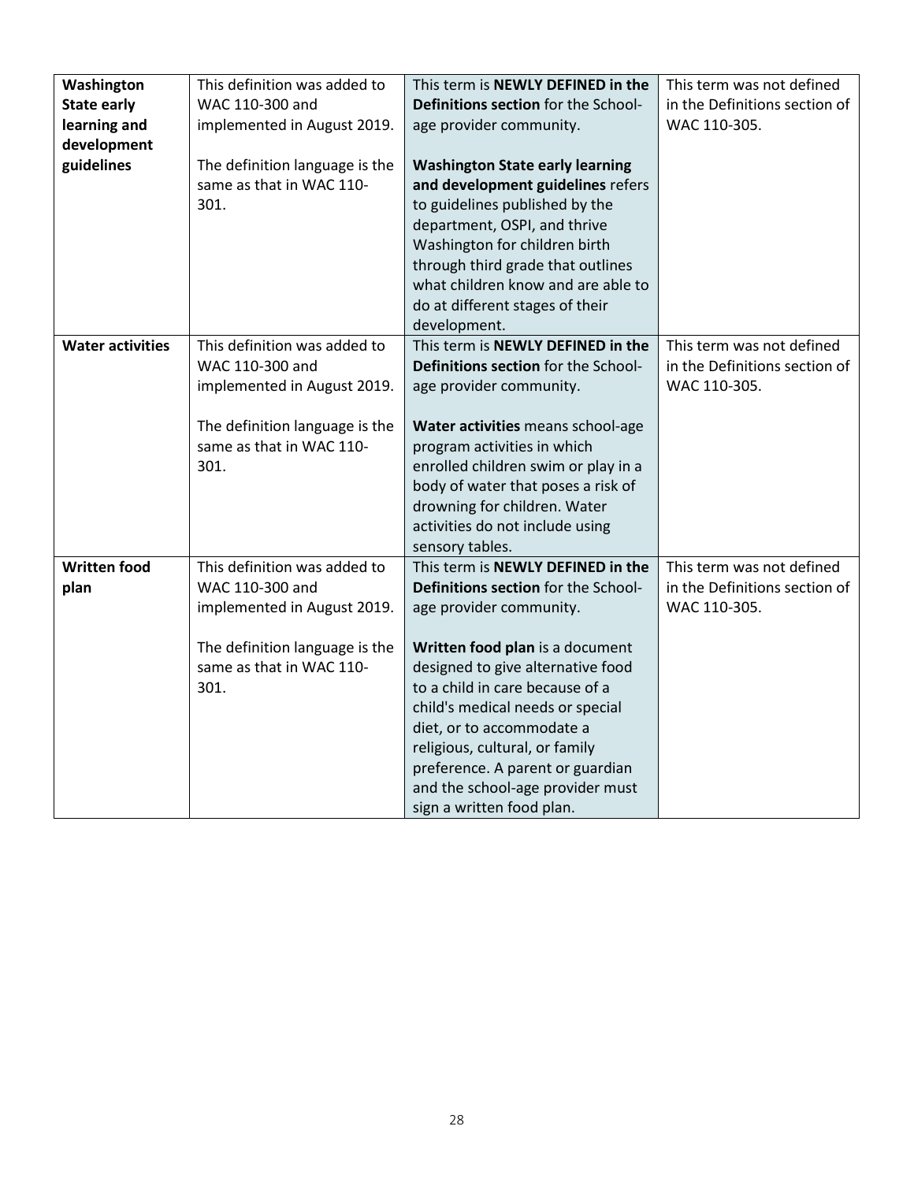| | | | |
|---|---|---|---|
| **Washington State early learning and development guidelines** | This definition was added to WAC 110-300 and implemented in August 2019.<br><br>The definition language is the same as that in WAC 110-301. | This term is **NEWLY DEFINED in the Definitions section** for the School-age provider community.<br><br>**Washington State early learning and development guidelines** refers to guidelines published by the department, OSPI, and thrive Washington for children birth through third grade that outlines what children know and are able to do at different stages of their development. | This term was not defined in the Definitions section of WAC 110-305. |
| **Water activities** | This definition was added to WAC 110-300 and implemented in August 2019.<br><br>The definition language is the same as that in WAC 110-301. | This term is **NEWLY DEFINED in the Definitions section** for the School-age provider community.<br><br>**Water activities** means school-age program activities in which enrolled children swim or play in a body of water that poses a risk of drowning for children. Water activities do not include using sensory tables. | This term was not defined in the Definitions section of WAC 110-305. |
| **Written food plan** | This definition was added to WAC 110-300 and implemented in August 2019.<br><br>The definition language is the same as that in WAC 110-301. | This term is **NEWLY DEFINED in the Definitions section** for the School-age provider community.<br><br>**Written food plan** is a document designed to give alternative food to a child in care because of a child's medical needs or special diet, or to accommodate a religious, cultural, or family preference. A parent or guardian and the school-age provider must sign a written food plan. | This term was not defined in the Definitions section of WAC 110-305. |